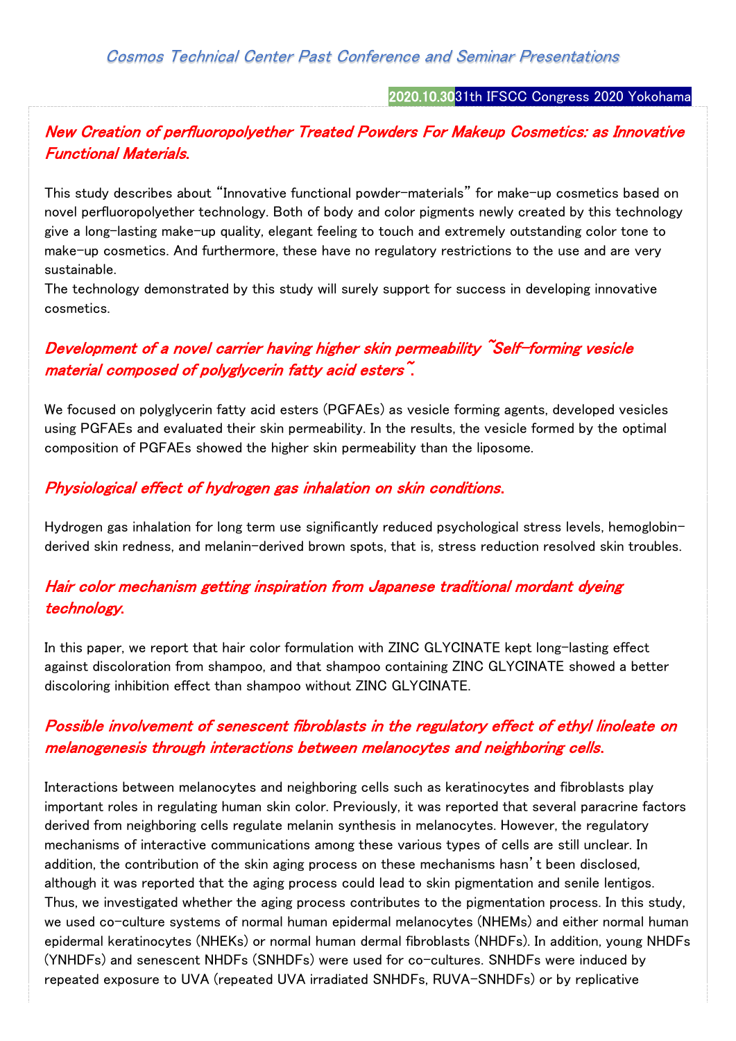# Cosmos Technical Center Past Conference and Seminar Presentations

**2020.10.30** 31th IFSCC Congress 2020 Yokohama

## *New Creation of perfluoropolyether Treated Powders For Makeup Cosmetics: as Innovative Functional Materials.*

This study describes about "Innovative functional powder-materials" for make-up cosmetics based on novel perfluoropolyether technology. Both of body and color pigments newly created by this technology give a long-lasting make-up quality, elegant feeling to touch and extremely outstanding color tone to make-up cosmetics. And furthermore, these have no regulatory restrictions to the use and are very sustainable.
The technology demonstrated by this study will surely support for success in developing innovative cosmetics.

## *Development of a novel carrier having higher skin permeability ~Self-forming vesicle material composed of polyglycerin fatty acid esters~.*

We focused on polyglycerin fatty acid esters (PGFAEs) as vesicle forming agents, developed vesicles using PGFAEs and evaluated their skin permeability. In the results, the vesicle formed by the optimal composition of PGFAEs showed the higher skin permeability than the liposome.

## *Physiological effect of hydrogen gas inhalation on skin conditions.*

Hydrogen gas inhalation for long term use significantly reduced psychological stress levels, hemoglobin-derived skin redness, and melanin-derived brown spots, that is, stress reduction resolved skin troubles.

## *Hair color mechanism getting inspiration from Japanese traditional mordant dyeing technology.*

In this paper, we report that hair color formulation with ZINC GLYCINATE kept long-lasting effect against discoloration from shampoo, and that shampoo containing ZINC GLYCINATE showed a better discoloring inhibition effect than shampoo without ZINC GLYCINATE.

## *Possible involvement of senescent fibroblasts in the regulatory effect of ethyl linoleate on melanogenesis through interactions between melanocytes and neighboring cells.*

Interactions between melanocytes and neighboring cells such as keratinocytes and fibroblasts play important roles in regulating human skin color. Previously, it was reported that several paracrine factors derived from neighboring cells regulate melanin synthesis in melanocytes. However, the regulatory mechanisms of interactive communications among these various types of cells are still unclear. In addition, the contribution of the skin aging process on these mechanisms hasn't been disclosed, although it was reported that the aging process could lead to skin pigmentation and senile lentigos. Thus, we investigated whether the aging process contributes to the pigmentation process. In this study, we used co-culture systems of normal human epidermal melanocytes (NHEMs) and either normal human epidermal keratinocytes (NHEKs) or normal human dermal fibroblasts (NHDFs). In addition, young NHDFs (YNHDFs) and senescent NHDFs (SNHDFs) were used for co-cultures. SNHDFs were induced by repeated exposure to UVA (repeated UVA irradiated SNHDFs, RUVA-SNHDFs) or by replicative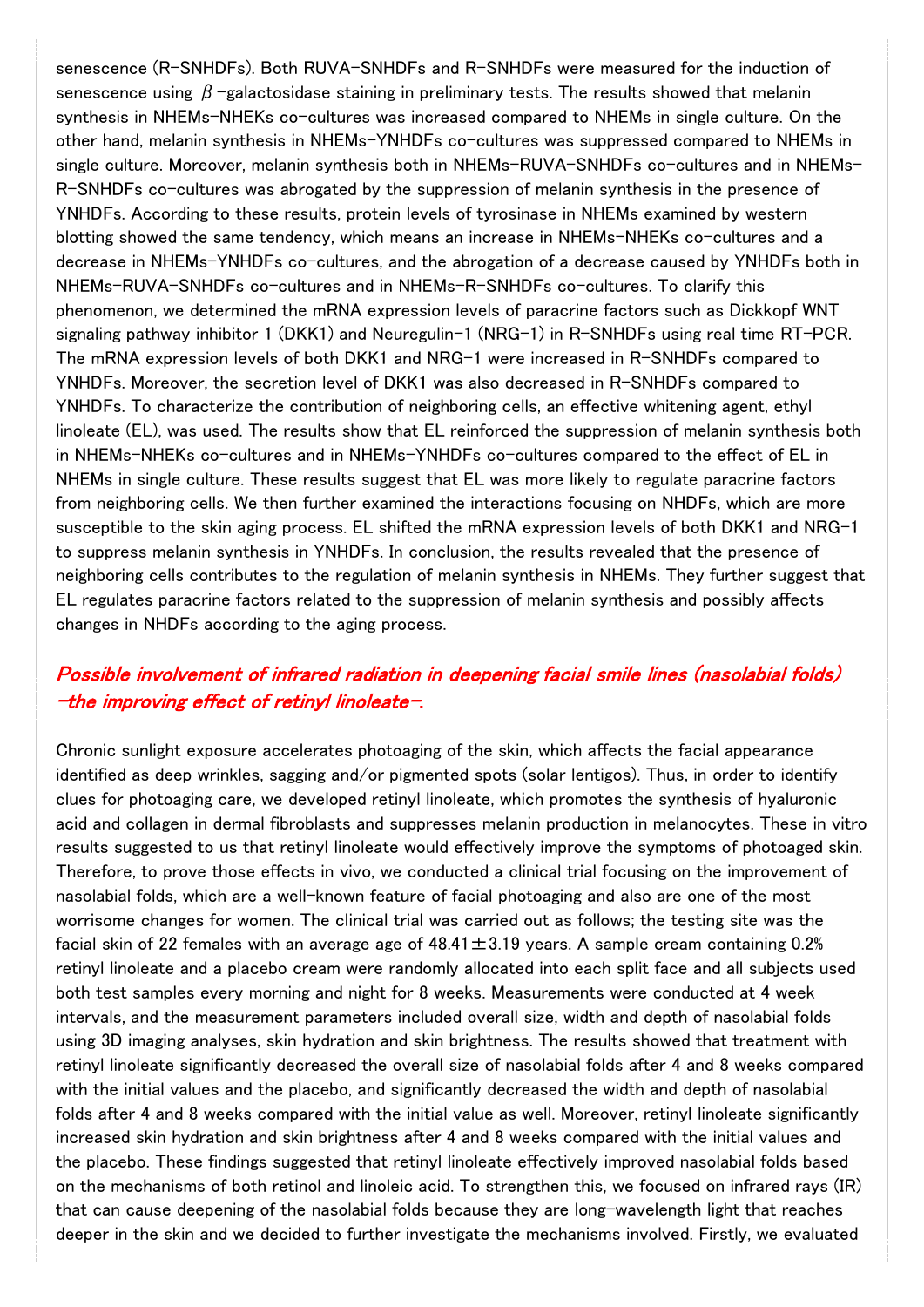senescence (R-SNHDFs). Both RUVA-SNHDFs and R-SNHDFs were measured for the induction of senescence using $\beta$-galactosidase staining in preliminary tests. The results showed that melanin synthesis in NHEMs-NHEKs co-cultures was increased compared to NHEMs in single culture. On the other hand, melanin synthesis in NHEMs-YNHDFs co-cultures was suppressed compared to NHEMs in single culture. Moreover, melanin synthesis both in NHEMs-RUVA-SNHDFs co-cultures and in NHEMs-R-SNHDFs co-cultures was abrogated by the suppression of melanin synthesis in the presence of YNHDFs. According to these results, protein levels of tyrosinase in NHEMs examined by western blotting showed the same tendency, which means an increase in NHEMs-NHEKs co-cultures and a decrease in NHEMs-YNHDFs co-cultures, and the abrogation of a decrease caused by YNHDFs both in NHEMs-RUVA-SNHDFs co-cultures and in NHEMs-R-SNHDFs co-cultures. To clarify this phenomenon, we determined the mRNA expression levels of paracrine factors such as Dickkopf WNT signaling pathway inhibitor 1 (DKK1) and Neuregulin-1 (NRG-1) in R-SNHDFs using real time RT-PCR. The mRNA expression levels of both DKK1 and NRG-1 were increased in R-SNHDFs compared to YNHDFs. Moreover, the secretion level of DKK1 was also decreased in R-SNHDFs compared to YNHDFs. To characterize the contribution of neighboring cells, an effective whitening agent, ethyl linoleate (EL), was used. The results show that EL reinforced the suppression of melanin synthesis both in NHEMs-NHEKs co-cultures and in NHEMs-YNHDFs co-cultures compared to the effect of EL in NHEMs in single culture. These results suggest that EL was more likely to regulate paracrine factors from neighboring cells. We then further examined the interactions focusing on NHDFs, which are more susceptible to the skin aging process. EL shifted the mRNA expression levels of both DKK1 and NRG-1 to suppress melanin synthesis in YNHDFs. In conclusion, the results revealed that the presence of neighboring cells contributes to the regulation of melanin synthesis in NHEMs. They further suggest that EL regulates paracrine factors related to the suppression of melanin synthesis and possibly affects changes in NHDFs according to the aging process.

## *Possible involvement of infrared radiation in deepening facial smile lines (nasolabial folds) -the improving effect of retinyl linoleate-.*

Chronic sunlight exposure accelerates photoaging of the skin, which affects the facial appearance identified as deep wrinkles, sagging and/or pigmented spots (solar lentigos). Thus, in order to identify clues for photoaging care, we developed retinyl linoleate, which promotes the synthesis of hyaluronic acid and collagen in dermal fibroblasts and suppresses melanin production in melanocytes. These in vitro results suggested to us that retinyl linoleate would effectively improve the symptoms of photoaged skin. Therefore, to prove those effects in vivo, we conducted a clinical trial focusing on the improvement of nasolabial folds, which are a well-known feature of facial photoaging and also are one of the most worrisome changes for women. The clinical trial was carried out as follows; the testing site was the facial skin of 22 females with an average age of $48.41 \pm 3.19$ years. A sample cream containing 0.2% retinyl linoleate and a placebo cream were randomly allocated into each split face and all subjects used both test samples every morning and night for 8 weeks. Measurements were conducted at 4 week intervals, and the measurement parameters included overall size, width and depth of nasolabial folds using 3D imaging analyses, skin hydration and skin brightness. The results showed that treatment with retinyl linoleate significantly decreased the overall size of nasolabial folds after 4 and 8 weeks compared with the initial values and the placebo, and significantly decreased the width and depth of nasolabial folds after 4 and 8 weeks compared with the initial value as well. Moreover, retinyl linoleate significantly increased skin hydration and skin brightness after 4 and 8 weeks compared with the initial values and the placebo. These findings suggested that retinyl linoleate effectively improved nasolabial folds based on the mechanisms of both retinol and linoleic acid. To strengthen this, we focused on infrared rays (IR) that can cause deepening of the nasolabial folds because they are long-wavelength light that reaches deeper in the skin and we decided to further investigate the mechanisms involved. Firstly, we evaluated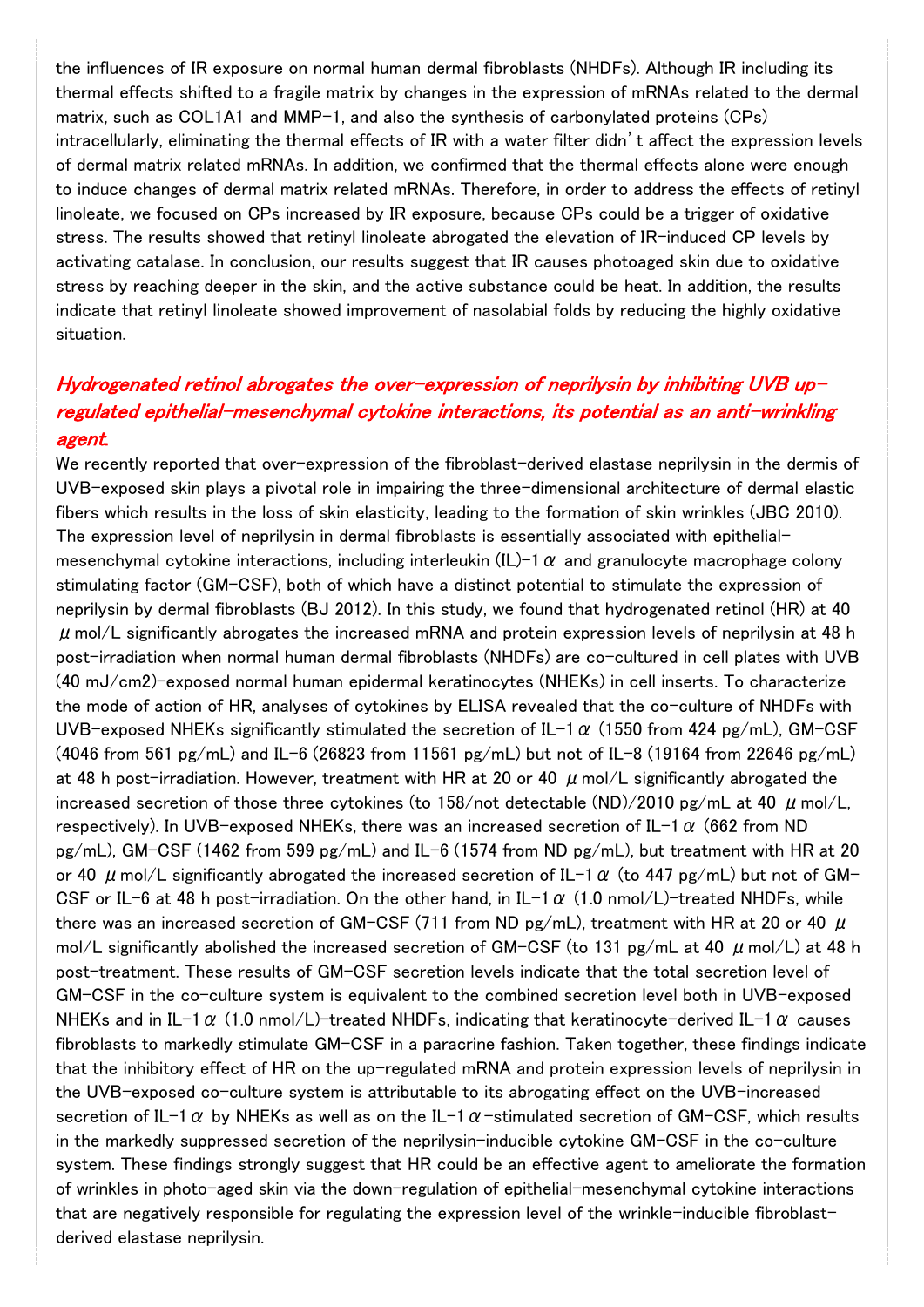the influences of IR exposure on normal human dermal fibroblasts (NHDFs). Although IR including its thermal effects shifted to a fragile matrix by changes in the expression of mRNAs related to the dermal matrix, such as COL1A1 and MMP-1, and also the synthesis of carbonylated proteins (CPs) intracellularly, eliminating the thermal effects of IR with a water filter didn't affect the expression levels of dermal matrix related mRNAs. In addition, we confirmed that the thermal effects alone were enough to induce changes of dermal matrix related mRNAs. Therefore, in order to address the effects of retinyl linoleate, we focused on CPs increased by IR exposure, because CPs could be a trigger of oxidative stress. The results showed that retinyl linoleate abrogated the elevation of IR-induced CP levels by activating catalase. In conclusion, our results suggest that IR causes photoaged skin due to oxidative stress by reaching deeper in the skin, and the active substance could be heat. In addition, the results indicate that retinyl linoleate showed improvement of nasolabial folds by reducing the highly oxidative situation.

## *Hydrogenated retinol abrogates the over-expression of neprilysin by inhibiting UVB up-regulated epithelial-mesenchymal cytokine interactions, its potential as an anti-wrinkling agent.*

We recently reported that over-expression of the fibroblast-derived elastase neprilysin in the dermis of UVB-exposed skin plays a pivotal role in impairing the three-dimensional architecture of dermal elastic fibers which results in the loss of skin elasticity, leading to the formation of skin wrinkles (JBC 2010). The expression level of neprilysin in dermal fibroblasts is essentially associated with epithelial-mesenchymal cytokine interactions, including interleukin (IL)-1α and granulocyte macrophage colony stimulating factor (GM-CSF), both of which have a distinct potential to stimulate the expression of neprilysin by dermal fibroblasts (BJ 2012). In this study, we found that hydrogenated retinol (HR) at 40 μmol/L significantly abrogates the increased mRNA and protein expression levels of neprilysin at 48 h post-irradiation when normal human dermal fibroblasts (NHDFs) are co-cultured in cell plates with UVB (40 mJ/cm2)-exposed normal human epidermal keratinocytes (NHEKs) in cell inserts. To characterize the mode of action of HR, analyses of cytokines by ELISA revealed that the co-culture of NHDFs with UVB-exposed NHEKs significantly stimulated the secretion of IL-1α (1550 from 424 pg/mL), GM-CSF (4046 from 561 pg/mL) and IL-6 (26823 from 11561 pg/mL) but not of IL-8 (19164 from 22646 pg/mL) at 48 h post-irradiation. However, treatment with HR at 20 or 40 μmol/L significantly abrogated the increased secretion of those three cytokines (to 158/not detectable (ND)/2010 pg/mL at 40 μmol/L, respectively). In UVB-exposed NHEKs, there was an increased secretion of IL-1α (662 from ND pg/mL), GM-CSF (1462 from 599 pg/mL) and IL-6 (1574 from ND pg/mL), but treatment with HR at 20 or 40 μmol/L significantly abrogated the increased secretion of IL-1α (to 447 pg/mL) but not of GM-CSF or IL-6 at 48 h post-irradiation. On the other hand, in IL-1α (1.0 nmol/L)-treated NHDFs, while there was an increased secretion of GM-CSF (711 from ND pg/mL), treatment with HR at 20 or 40 μmol/L significantly abolished the increased secretion of GM-CSF (to 131 pg/mL at 40 μmol/L) at 48 h post-treatment. These results of GM-CSF secretion levels indicate that the total secretion level of GM-CSF in the co-culture system is equivalent to the combined secretion level both in UVB-exposed NHEKs and in IL-1α (1.0 nmol/L)-treated NHDFs, indicating that keratinocyte-derived IL-1α causes fibroblasts to markedly stimulate GM-CSF in a paracrine fashion. Taken together, these findings indicate that the inhibitory effect of HR on the up-regulated mRNA and protein expression levels of neprilysin in the UVB-exposed co-culture system is attributable to its abrogating effect on the UVB-increased secretion of IL-1α by NHEKs as well as on the IL-1α-stimulated secretion of GM-CSF, which results in the markedly suppressed secretion of the neprilysin-inducible cytokine GM-CSF in the co-culture system. These findings strongly suggest that HR could be an effective agent to ameliorate the formation of wrinkles in photo-aged skin via the down-regulation of epithelial-mesenchymal cytokine interactions that are negatively responsible for regulating the expression level of the wrinkle-inducible fibroblast-derived elastase neprilysin.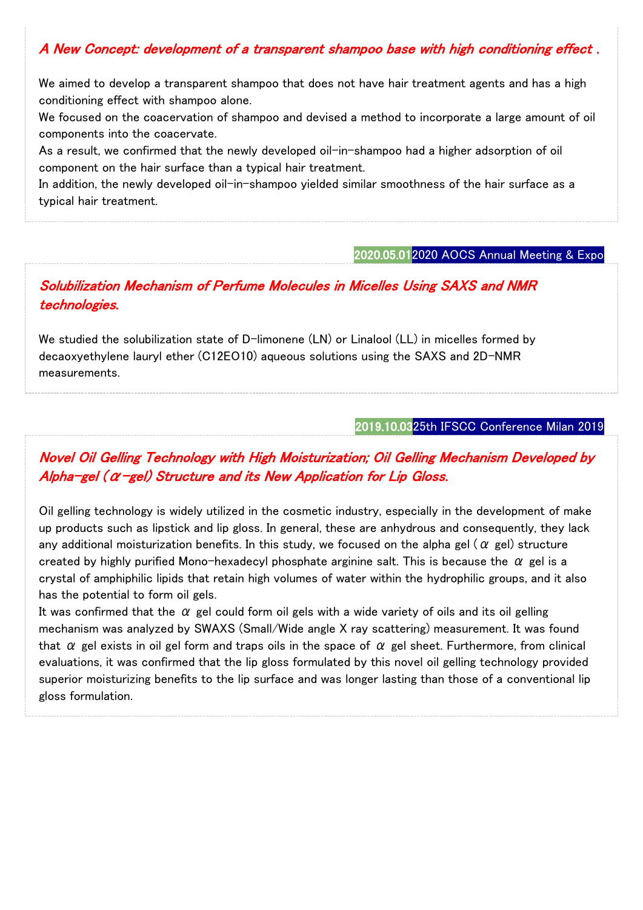### *A New Concept: development of a transparent shampoo base with high conditioning effect .*

We aimed to develop a transparent shampoo that does not have hair treatment agents and has a high conditioning effect with shampoo alone.
We focused on the coacervation of shampoo and devised a method to incorporate a large amount of oil components into the coacervate.
As a result, we confirmed that the newly developed oil-in-shampoo had a higher adsorption of oil component on the hair surface than a typical hair treatment.
In addition, the newly developed oil-in-shampoo yielded similar smoothness of the hair surface as a typical hair treatment.

2020.05.01 2020 AOCS Annual Meeting & Expo

### *Solubilization Mechanism of Perfume Molecules in Micelles Using SAXS and NMR technologies.*

We studied the solubilization state of D-limonene (LN) or Linalool (LL) in micelles formed by decaoxyethylene lauryl ether (C12EO10) aqueous solutions using the SAXS and 2D-NMR measurements.

2019.10.03 25th IFSCC Conference Milan 2019

### *Novel Oil Gelling Technology with High Moisturization; Oil Gelling Mechanism Developed by Alpha-gel (α-gel) Structure and its New Application for Lip Gloss.*

Oil gelling technology is widely utilized in the cosmetic industry, especially in the development of make up products such as lipstick and lip gloss. In general, these are anhydrous and consequently, they lack any additional moisturization benefits. In this study, we focused on the alpha gel (α gel) structure created by highly purified Mono-hexadecyl phosphate arginine salt. This is because the α gel is a crystal of amphiphilic lipids that retain high volumes of water within the hydrophilic groups, and it also has the potential to form oil gels.
It was confirmed that the α gel could form oil gels with a wide variety of oils and its oil gelling mechanism was analyzed by SWAXS (Small/Wide angle X ray scattering) measurement. It was found that α gel exists in oil gel form and traps oils in the space of α gel sheet. Furthermore, from clinical evaluations, it was confirmed that the lip gloss formulated by this novel oil gelling technology provided superior moisturizing benefits to the lip surface and was longer lasting than those of a conventional lip gloss formulation.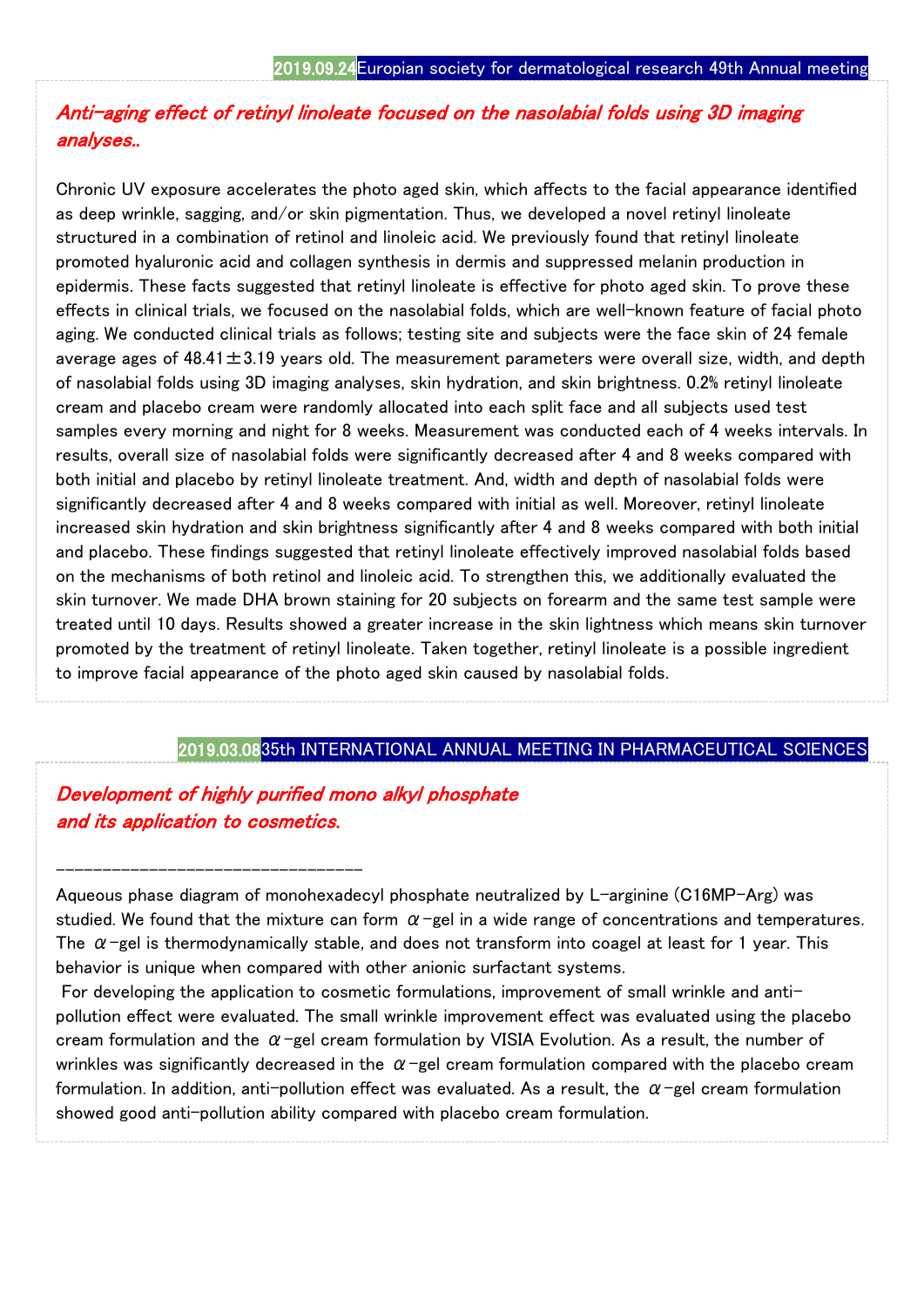**2019.09.24** Europian society for dermatological research 49th Annual meeting

## *Anti-aging effect of retinyl linoleate focused on the nasolabial folds using 3D imaging analyses..*

Chronic UV exposure accelerates the photo aged skin, which affects to the facial appearance identified as deep wrinkle, sagging, and/or skin pigmentation. Thus, we developed a novel retinyl linoleate structured in a combination of retinol and linoleic acid. We previously found that retinyl linoleate promoted hyaluronic acid and collagen synthesis in dermis and suppressed melanin production in epidermis. These facts suggested that retinyl linoleate is effective for photo aged skin. To prove these effects in clinical trials, we focused on the nasolabial folds, which are well-known feature of facial photo aging. We conducted clinical trials as follows; testing site and subjects were the face skin of 24 female average ages of 48.41±3.19 years old. The measurement parameters were overall size, width, and depth of nasolabial folds using 3D imaging analyses, skin hydration, and skin brightness. 0.2% retinyl linoleate cream and placebo cream were randomly allocated into each split face and all subjects used test samples every morning and night for 8 weeks. Measurement was conducted each of 4 weeks intervals. In results, overall size of nasolabial folds were significantly decreased after 4 and 8 weeks compared with both initial and placebo by retinyl linoleate treatment. And, width and depth of nasolabial folds were significantly decreased after 4 and 8 weeks compared with initial as well. Moreover, retinyl linoleate increased skin hydration and skin brightness significantly after 4 and 8 weeks compared with both initial and placebo. These findings suggested that retinyl linoleate effectively improved nasolabial folds based on the mechanisms of both retinol and linoleic acid. To strengthen this, we additionally evaluated the skin turnover. We made DHA brown staining for 20 subjects on forearm and the same test sample were treated until 10 days. Results showed a greater increase in the skin lightness which means skin turnover promoted by the treatment of retinyl linoleate. Taken together, retinyl linoleate is a possible ingredient to improve facial appearance of the photo aged skin caused by nasolabial folds.

**2019.03.08** 35th INTERNATIONAL ANNUAL MEETING IN PHARMACEUTICAL SCIENCES

## *Development of highly purified mono alkyl phosphate and its application to cosmetics.*

---

Aqueous phase diagram of monohexadecyl phosphate neutralized by L-arginine (C16MP-Arg) was studied. We found that the mixture can form α-gel in a wide range of concentrations and temperatures. The α-gel is thermodynamically stable, and does not transform into coagel at least for 1 year. This behavior is unique when compared with other anionic surfactant systems.

For developing the application to cosmetic formulations, improvement of small wrinkle and anti-pollution effect were evaluated. The small wrinkle improvement effect was evaluated using the placebo cream formulation and the α-gel cream formulation by VISIA Evolution. As a result, the number of wrinkles was significantly decreased in the α-gel cream formulation compared with the placebo cream formulation. In addition, anti-pollution effect was evaluated. As a result, the α-gel cream formulation showed good anti-pollution ability compared with placebo cream formulation.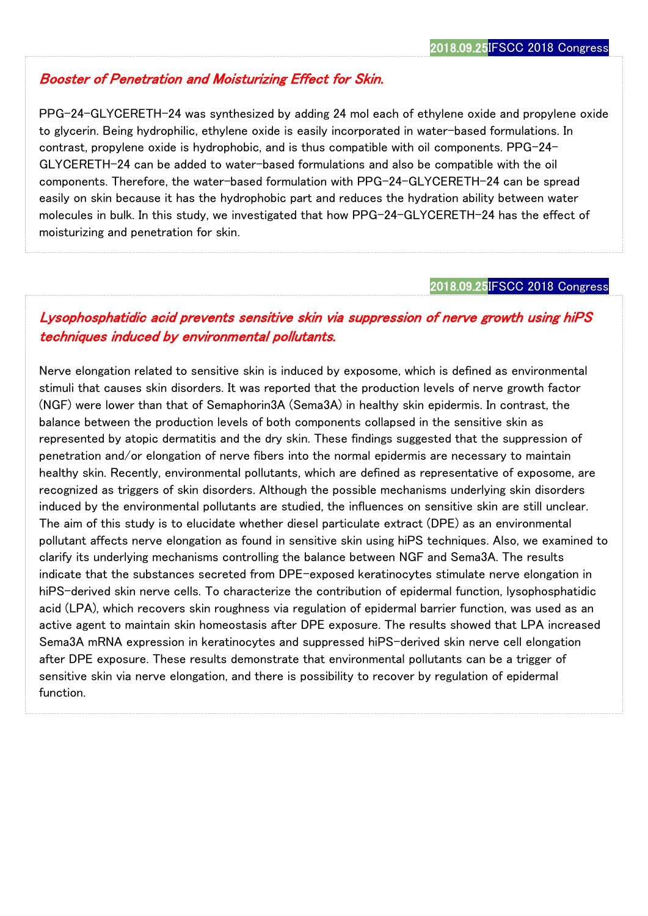2018.09.25 IFSCC 2018 Congress

## *Booster of Penetration and Moisturizing Effect for Skin.*

PPG-24-GLYCERETH-24 was synthesized by adding 24 mol each of ethylene oxide and propylene oxide to glycerin. Being hydrophilic, ethylene oxide is easily incorporated in water-based formulations. In contrast, propylene oxide is hydrophobic, and is thus compatible with oil components. PPG-24-GLYCERETH-24 can be added to water-based formulations and also be compatible with the oil components. Therefore, the water-based formulation with PPG-24-GLYCERETH-24 can be spread easily on skin because it has the hydrophobic part and reduces the hydration ability between water molecules in bulk. In this study, we investigated that how PPG-24-GLYCERETH-24 has the effect of moisturizing and penetration for skin.

2018.09.25 IFSCC 2018 Congress

## *Lysophosphatidic acid prevents sensitive skin via suppression of nerve growth using hiPS techniques induced by environmental pollutants.*

Nerve elongation related to sensitive skin is induced by exposome, which is defined as environmental stimuli that causes skin disorders. It was reported that the production levels of nerve growth factor (NGF) were lower than that of Semaphorin3A (Sema3A) in healthy skin epidermis. In contrast, the balance between the production levels of both components collapsed in the sensitive skin as represented by atopic dermatitis and the dry skin. These findings suggested that the suppression of penetration and/or elongation of nerve fibers into the normal epidermis are necessary to maintain healthy skin. Recently, environmental pollutants, which are defined as representative of exposome, are recognized as triggers of skin disorders. Although the possible mechanisms underlying skin disorders induced by the environmental pollutants are studied, the influences on sensitive skin are still unclear. The aim of this study is to elucidate whether diesel particulate extract (DPE) as an environmental pollutant affects nerve elongation as found in sensitive skin using hiPS techniques. Also, we examined to clarify its underlying mechanisms controlling the balance between NGF and Sema3A. The results indicate that the substances secreted from DPE-exposed keratinocytes stimulate nerve elongation in hiPS-derived skin nerve cells. To characterize the contribution of epidermal function, lysophosphatidic acid (LPA), which recovers skin roughness via regulation of epidermal barrier function, was used as an active agent to maintain skin homeostasis after DPE exposure. The results showed that LPA increased Sema3A mRNA expression in keratinocytes and suppressed hiPS-derived skin nerve cell elongation after DPE exposure. These results demonstrate that environmental pollutants can be a trigger of sensitive skin via nerve elongation, and there is possibility to recover by regulation of epidermal function.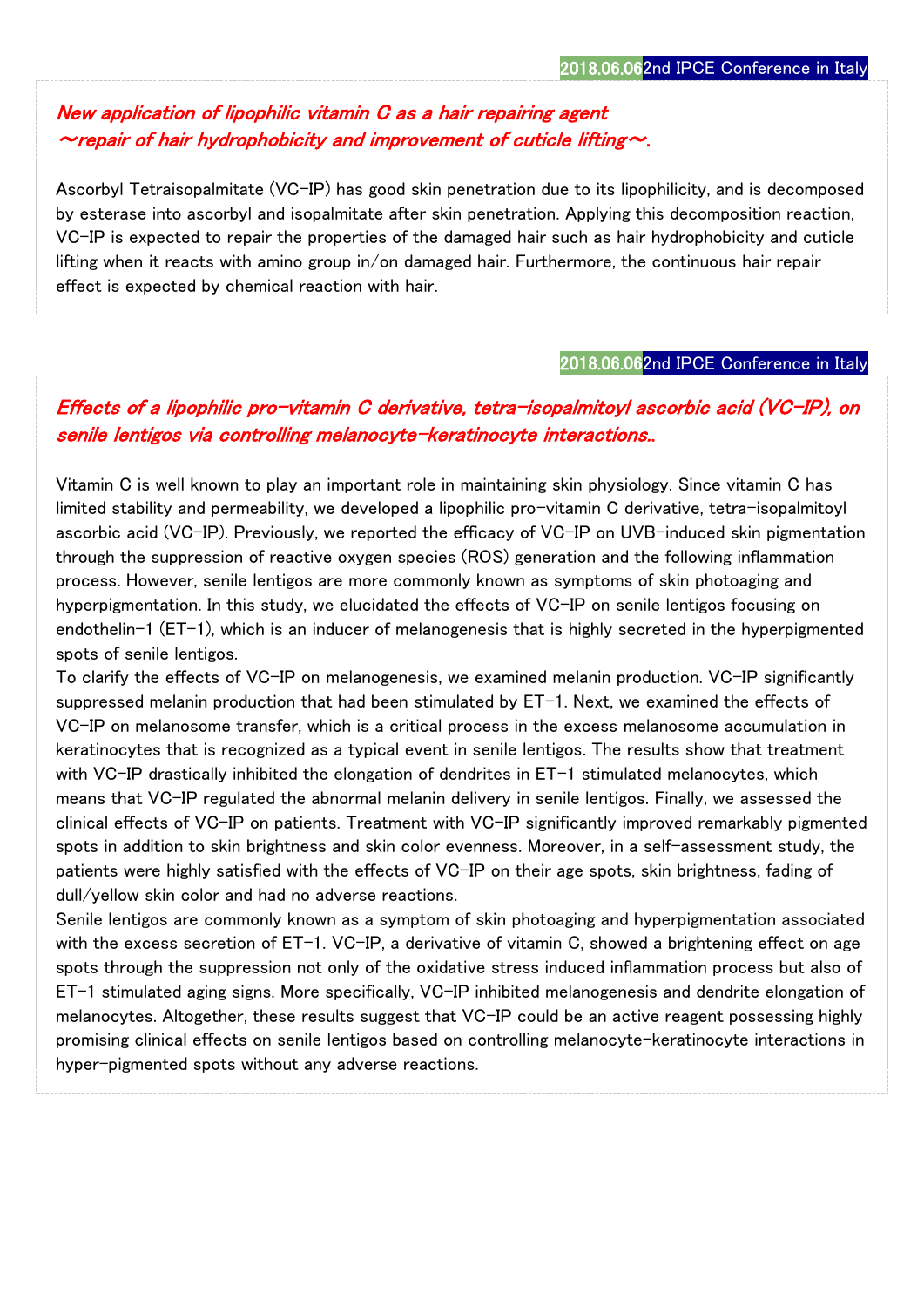2018.06.06 2nd IPCE Conference in Italy

## *New application of lipophilic vitamin C as a hair repairing agent ～repair of hair hydrophobicity and improvement of cuticle lifting～.*

Ascorbyl Tetraisopalmitate (VC-IP) has good skin penetration due to its lipophilicity, and is decomposed by esterase into ascorbyl and isopalmitate after skin penetration. Applying this decomposition reaction, VC-IP is expected to repair the properties of the damaged hair such as hair hydrophobicity and cuticle lifting when it reacts with amino group in/on damaged hair. Furthermore, the continuous hair repair effect is expected by chemical reaction with hair.

2018.06.06 2nd IPCE Conference in Italy

## *Effects of a lipophilic pro-vitamin C derivative, tetra-isopalmitoyl ascorbic acid (VC-IP), on senile lentigos via controlling melanocyte-keratinocyte interactions..*

Vitamin C is well known to play an important role in maintaining skin physiology. Since vitamin C has limited stability and permeability, we developed a lipophilic pro-vitamin C derivative, tetra-isopalmitoyl ascorbic acid (VC-IP). Previously, we reported the efficacy of VC-IP on UVB-induced skin pigmentation through the suppression of reactive oxygen species (ROS) generation and the following inflammation process. However, senile lentigos are more commonly known as symptoms of skin photoaging and hyperpigmentation. In this study, we elucidated the effects of VC-IP on senile lentigos focusing on endothelin-1 (ET-1), which is an inducer of melanogenesis that is highly secreted in the hyperpigmented spots of senile lentigos.

To clarify the effects of VC-IP on melanogenesis, we examined melanin production. VC-IP significantly suppressed melanin production that had been stimulated by ET-1. Next, we examined the effects of VC-IP on melanosome transfer, which is a critical process in the excess melanosome accumulation in keratinocytes that is recognized as a typical event in senile lentigos. The results show that treatment with VC-IP drastically inhibited the elongation of dendrites in ET-1 stimulated melanocytes, which means that VC-IP regulated the abnormal melanin delivery in senile lentigos. Finally, we assessed the clinical effects of VC-IP on patients. Treatment with VC-IP significantly improved remarkably pigmented spots in addition to skin brightness and skin color evenness. Moreover, in a self-assessment study, the patients were highly satisfied with the effects of VC-IP on their age spots, skin brightness, fading of dull/yellow skin color and had no adverse reactions.

Senile lentigos are commonly known as a symptom of skin photoaging and hyperpigmentation associated with the excess secretion of ET-1. VC-IP, a derivative of vitamin C, showed a brightening effect on age spots through the suppression not only of the oxidative stress induced inflammation process but also of ET-1 stimulated aging signs. More specifically, VC-IP inhibited melanogenesis and dendrite elongation of melanocytes. Altogether, these results suggest that VC-IP could be an active reagent possessing highly promising clinical effects on senile lentigos based on controlling melanocyte-keratinocyte interactions in hyper-pigmented spots without any adverse reactions.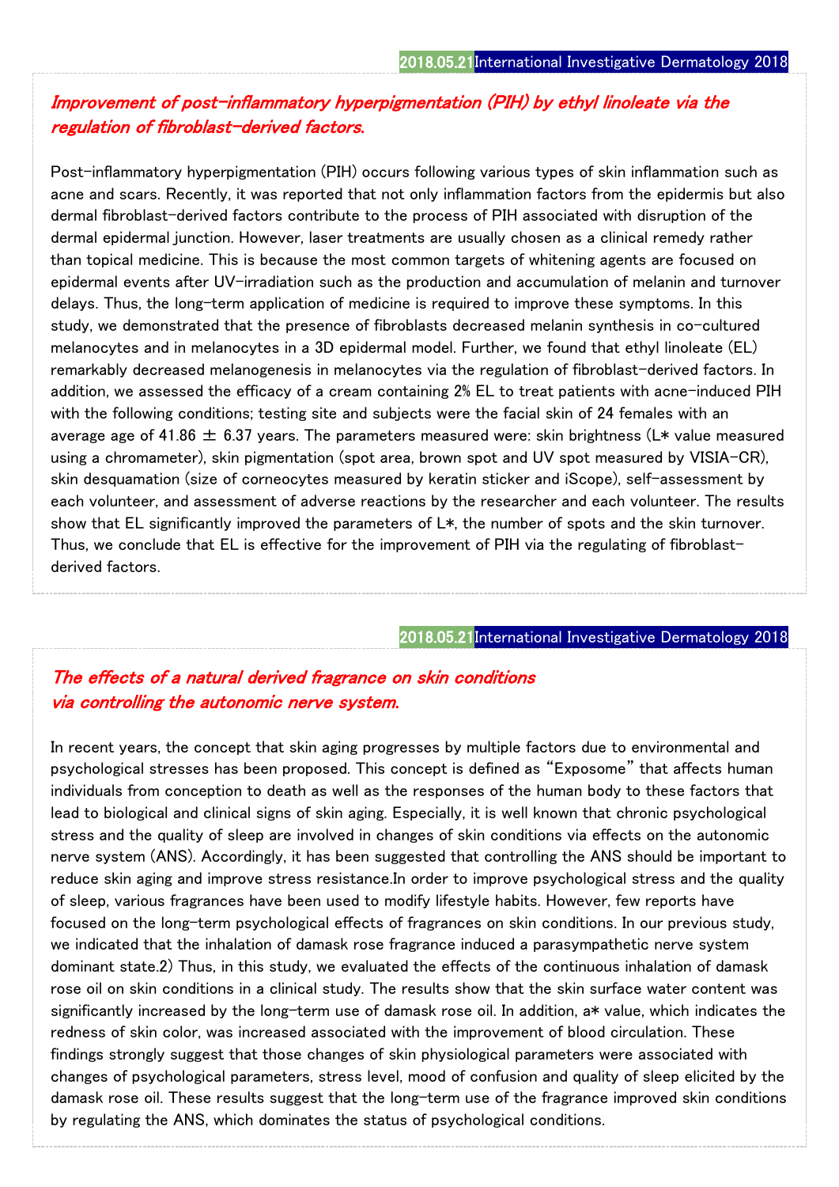2018.05.21 International Investigative Dermatology 2018

## *Improvement of post-inflammatory hyperpigmentation (PIH) by ethyl linoleate via the regulation of fibroblast-derived factors.*

Post-inflammatory hyperpigmentation (PIH) occurs following various types of skin inflammation such as acne and scars. Recently, it was reported that not only inflammation factors from the epidermis but also dermal fibroblast-derived factors contribute to the process of PIH associated with disruption of the dermal epidermal junction. However, laser treatments are usually chosen as a clinical remedy rather than topical medicine. This is because the most common targets of whitening agents are focused on epidermal events after UV-irradiation such as the production and accumulation of melanin and turnover delays. Thus, the long-term application of medicine is required to improve these symptoms. In this study, we demonstrated that the presence of fibroblasts decreased melanin synthesis in co-cultured melanocytes and in melanocytes in a 3D epidermal model. Further, we found that ethyl linoleate (EL) remarkably decreased melanogenesis in melanocytes via the regulation of fibroblast-derived factors. In addition, we assessed the efficacy of a cream containing 2% EL to treat patients with acne-induced PIH with the following conditions; testing site and subjects were the facial skin of 24 females with an average age of $41.86 \pm 6.37$ years. The parameters measured were: skin brightness (L* value measured using a chromameter), skin pigmentation (spot area, brown spot and UV spot measured by VISIA-CR), skin desquamation (size of corneocytes measured by keratin sticker and iScope), self-assessment by each volunteer, and assessment of adverse reactions by the researcher and each volunteer. The results show that EL significantly improved the parameters of L*, the number of spots and the skin turnover. Thus, we conclude that EL is effective for the improvement of PIH via the regulating of fibroblast-derived factors.

2018.05.21 International Investigative Dermatology 2018

## *The effects of a natural derived fragrance on skin conditions via controlling the autonomic nerve system.*

In recent years, the concept that skin aging progresses by multiple factors due to environmental and psychological stresses has been proposed. This concept is defined as “Exposome” that affects human individuals from conception to death as well as the responses of the human body to these factors that lead to biological and clinical signs of skin aging. Especially, it is well known that chronic psychological stress and the quality of sleep are involved in changes of skin conditions via effects on the autonomic nerve system (ANS). Accordingly, it has been suggested that controlling the ANS should be important to reduce skin aging and improve stress resistance.In order to improve psychological stress and the quality of sleep, various fragrances have been used to modify lifestyle habits. However, few reports have focused on the long-term psychological effects of fragrances on skin conditions. In our previous study, we indicated that the inhalation of damask rose fragrance induced a parasympathetic nerve system dominant state.2) Thus, in this study, we evaluated the effects of the continuous inhalation of damask rose oil on skin conditions in a clinical study. The results show that the skin surface water content was significantly increased by the long-term use of damask rose oil. In addition, a* value, which indicates the redness of skin color, was increased associated with the improvement of blood circulation. These findings strongly suggest that those changes of skin physiological parameters were associated with changes of psychological parameters, stress level, mood of confusion and quality of sleep elicited by the damask rose oil. These results suggest that the long-term use of the fragrance improved skin conditions by regulating the ANS, which dominates the status of psychological conditions.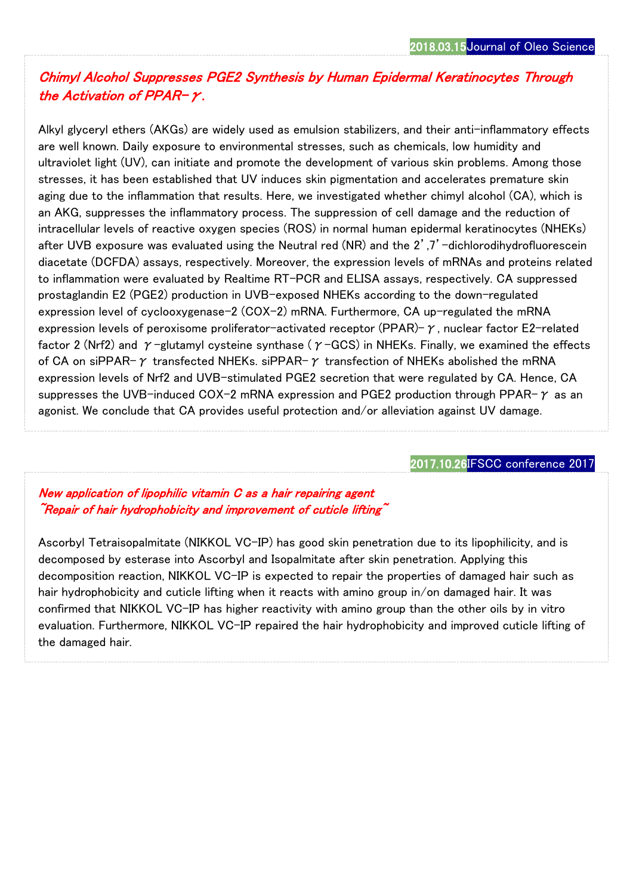2018.03.15 Journal of Oleo Science

## *Chimyl Alcohol Suppresses PGE2 Synthesis by Human Epidermal Keratinocytes Through the Activation of PPAR-γ.*

Alkyl glyceryl ethers (AKGs) are widely used as emulsion stabilizers, and their anti-inflammatory effects are well known. Daily exposure to environmental stresses, such as chemicals, low humidity and ultraviolet light (UV), can initiate and promote the development of various skin problems. Among those stresses, it has been established that UV induces skin pigmentation and accelerates premature skin aging due to the inflammation that results. Here, we investigated whether chimyl alcohol (CA), which is an AKG, suppresses the inflammatory process. The suppression of cell damage and the reduction of intracellular levels of reactive oxygen species (ROS) in normal human epidermal keratinocytes (NHEKs) after UVB exposure was evaluated using the Neutral red (NR) and the 2',7'-dichlorodihydrofluorescein diacetate (DCFDA) assays, respectively. Moreover, the expression levels of mRNAs and proteins related to inflammation were evaluated by Realtime RT-PCR and ELISA assays, respectively. CA suppressed prostaglandin E2 (PGE2) production in UVB-exposed NHEKs according to the down-regulated expression level of cyclooxygenase-2 (COX-2) mRNA. Furthermore, CA up-regulated the mRNA expression levels of peroxisome proliferator-activated receptor (PPAR)-γ, nuclear factor E2-related factor 2 (Nrf2) and γ-glutamyl cysteine synthase (γ-GCS) in NHEKs. Finally, we examined the effects of CA on siPPAR-γ transfected NHEKs. siPPAR-γ transfection of NHEKs abolished the mRNA expression levels of Nrf2 and UVB-stimulated PGE2 secretion that were regulated by CA. Hence, CA suppresses the UVB-induced COX-2 mRNA expression and PGE2 production through PPAR-γ as an agonist. We conclude that CA provides useful protection and/or alleviation against UV damage.

2017.10.26 IFSCC conference 2017

## *New application of lipophilic vitamin C as a hair repairing agent ~Repair of hair hydrophobicity and improvement of cuticle lifting~*

Ascorbyl Tetraisopalmitate (NIKKOL VC-IP) has good skin penetration due to its lipophilicity, and is decomposed by esterase into Ascorbyl and Isopalmitate after skin penetration. Applying this decomposition reaction, NIKKOL VC-IP is expected to repair the properties of damaged hair such as hair hydrophobicity and cuticle lifting when it reacts with amino group in/on damaged hair. It was confirmed that NIKKOL VC-IP has higher reactivity with amino group than the other oils by in vitro evaluation. Furthermore, NIKKOL VC-IP repaired the hair hydrophobicity and improved cuticle lifting of the damaged hair.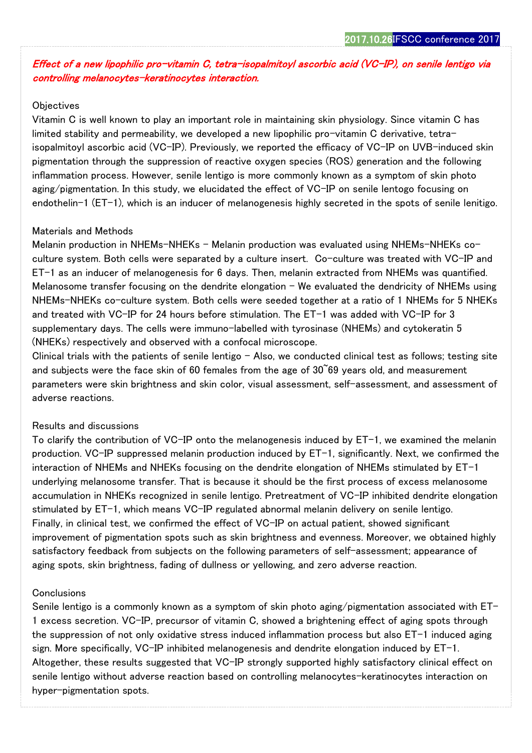*Effect of a new lipophilic pro-vitamin C, tetra-isopalmitoyl ascorbic acid (VC-IP), on senile lentigo via controlling melanocytes-keratinocytes interaction.*

Objectives

Vitamin C is well known to play an important role in maintaining skin physiology. Since vitamin C has limited stability and permeability, we developed a new lipophilic pro-vitamin C derivative, tetra-isopalmitoyl ascorbic acid (VC-IP). Previously, we reported the efficacy of VC-IP on UVB-induced skin pigmentation through the suppression of reactive oxygen species (ROS) generation and the following inflammation process. However, senile lentigo is more commonly known as a symptom of skin photo aging/pigmentation. In this study, we elucidated the effect of VC-IP on senile lentogo focusing on endothelin-1 (ET-1), which is an inducer of melanogenesis highly secreted in the spots of senile lenitigo.

Materials and Methods

Melanin production in NHEMs-NHEKs – Melanin production was evaluated using NHEMs-NHEKs co-culture system. Both cells were separated by a culture insert. Co-culture was treated with VC-IP and ET-1 as an inducer of melanogenesis for 6 days. Then, melanin extracted from NHEMs was quantified.
Melanosome transfer focusing on the dendrite elongation – We evaluated the dendricity of NHEMs using NHEMs-NHEKs co-culture system. Both cells were seeded together at a ratio of 1 NHEMs for 5 NHEKs and treated with VC-IP for 24 hours before stimulation. The ET-1 was added with VC-IP for 3 supplementary days. The cells were immuno-labelled with tyrosinase (NHEMs) and cytokeratin 5 (NHEKs) respectively and observed with a confocal microscope.
Clinical trials with the patients of senile lentigo – Also, we conducted clinical test as follows; testing site and subjects were the face skin of 60 females from the age of 30~69 years old, and measurement parameters were skin brightness and skin color, visual assessment, self-assessment, and assessment of adverse reactions.

Results and discussions

To clarify the contribution of VC-IP onto the melanogenesis induced by ET-1, we examined the melanin production. VC-IP suppressed melanin production induced by ET-1, significantly. Next, we confirmed the interaction of NHEMs and NHEKs focusing on the dendrite elongation of NHEMs stimulated by ET-1 underlying melanosome transfer. That is because it should be the first process of excess melanosome accumulation in NHEKs recognized in senile lentigo. Pretreatment of VC-IP inhibited dendrite elongation stimulated by ET-1, which means VC-IP regulated abnormal melanin delivery on senile lentigo.
Finally, in clinical test, we confirmed the effect of VC-IP on actual patient, showed significant improvement of pigmentation spots such as skin brightness and evenness. Moreover, we obtained highly satisfactory feedback from subjects on the following parameters of self-assessment; appearance of aging spots, skin brightness, fading of dullness or yellowing, and zero adverse reaction.

Conclusions

Senile lentigo is a commonly known as a symptom of skin photo aging/pigmentation associated with ET-1 excess secretion. VC-IP, precursor of vitamin C, showed a brightening effect of aging spots through the suppression of not only oxidative stress induced inflammation process but also ET-1 induced aging sign. More specifically, VC-IP inhibited melanogenesis and dendrite elongation induced by ET-1. Altogether, these results suggested that VC-IP strongly supported highly satisfactory clinical effect on senile lentigo without adverse reaction based on controlling melanocytes-keratinocytes interaction on hyper-pigmentation spots.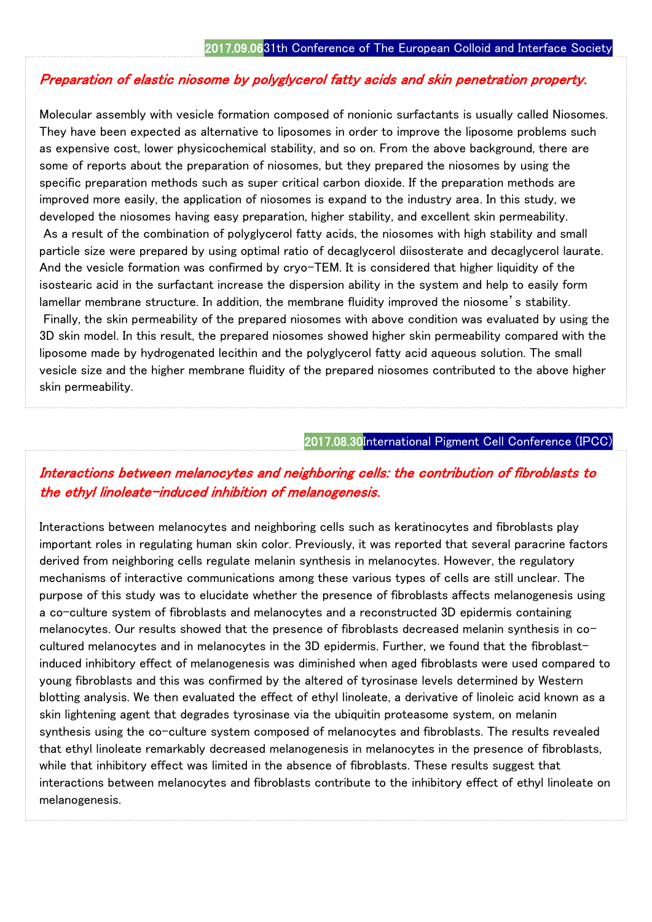2017.09.06 31th Conference of The European Colloid and Interface Society

## *Preparation of elastic niosome by polyglycerol fatty acids and skin penetration property.*

Molecular assembly with vesicle formation composed of nonionic surfactants is usually called Niosomes. They have been expected as alternative to liposomes in order to improve the liposome problems such as expensive cost, lower physicochemical stability, and so on. From the above background, there are some of reports about the preparation of niosomes, but they prepared the niosomes by using the specific preparation methods such as super critical carbon dioxide. If the preparation methods are improved more easily, the application of niosomes is expand to the industry area. In this study, we developed the niosomes having easy preparation, higher stability, and excellent skin permeability.

As a result of the combination of polyglycerol fatty acids, the niosomes with high stability and small particle size were prepared by using optimal ratio of decaglycerol diisosterate and decaglycerol laurate. And the vesicle formation was confirmed by cryo-TEM. It is considered that higher liquidity of the isostearic acid in the surfactant increase the dispersion ability in the system and help to easily form lamellar membrane structure. In addition, the membrane fluidity improved the niosome's stability.

Finally, the skin permeability of the prepared niosomes with above condition was evaluated by using the 3D skin model. In this result, the prepared niosomes showed higher skin permeability compared with the liposome made by hydrogenated lecithin and the polyglycerol fatty acid aqueous solution. The small vesicle size and the higher membrane fluidity of the prepared niosomes contributed to the above higher skin permeability.

2017.08.30 International Pigment Cell Conference (IPCC)

## *Interactions between melanocytes and neighboring cells: the contribution of fibroblasts to the ethyl linoleate-induced inhibition of melanogenesis.*

Interactions between melanocytes and neighboring cells such as keratinocytes and fibroblasts play important roles in regulating human skin color. Previously, it was reported that several paracrine factors derived from neighboring cells regulate melanin synthesis in melanocytes. However, the regulatory mechanisms of interactive communications among these various types of cells are still unclear. The purpose of this study was to elucidate whether the presence of fibroblasts affects melanogenesis using a co-culture system of fibroblasts and melanocytes and a reconstructed 3D epidermis containing melanocytes. Our results showed that the presence of fibroblasts decreased melanin synthesis in co-cultured melanocytes and in melanocytes in the 3D epidermis. Further, we found that the fibroblast-induced inhibitory effect of melanogenesis was diminished when aged fibroblasts were used compared to young fibroblasts and this was confirmed by the altered of tyrosinase levels determined by Western blotting analysis. We then evaluated the effect of ethyl linoleate, a derivative of linoleic acid known as a skin lightening agent that degrades tyrosinase via the ubiquitin proteasome system, on melanin synthesis using the co-culture system composed of melanocytes and fibroblasts. The results revealed that ethyl linoleate remarkably decreased melanogenesis in melanocytes in the presence of fibroblasts, while that inhibitory effect was limited in the absence of fibroblasts. These results suggest that interactions between melanocytes and fibroblasts contribute to the inhibitory effect of ethyl linoleate on melanogenesis.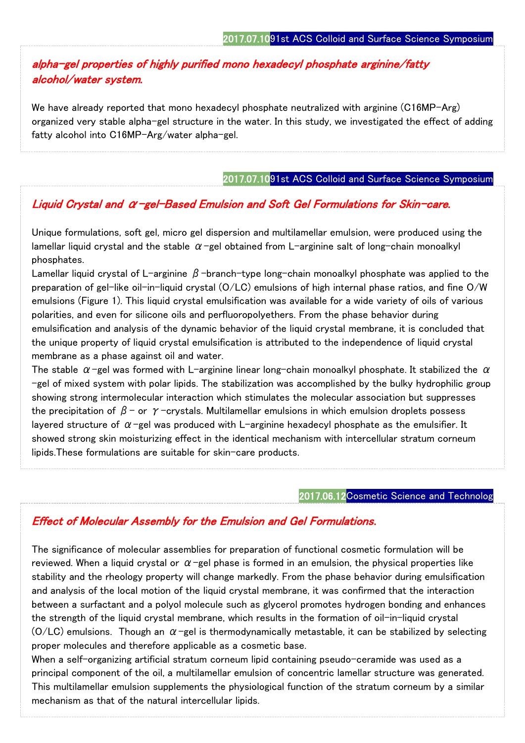2017.07.10 91st ACS Colloid and Surface Science Symposium

### *alpha-gel properties of highly purified mono hexadecyl phosphate arginine/fatty alcohol/water system.*

We have already reported that mono hexadecyl phosphate neutralized with arginine (C16MP-Arg) organized very stable alpha-gel structure in the water. In this study, we investigated the effect of adding fatty alcohol into C16MP-Arg/water alpha-gel.

2017.07.10 91st ACS Colloid and Surface Science Symposium

### *Liquid Crystal and α-gel-Based Emulsion and Soft Gel Formulations for Skin-care.*

Unique formulations, soft gel, micro gel dispersion and multilamellar emulsion, were produced using the lamellar liquid crystal and the stable α-gel obtained from L-arginine salt of long-chain monoalkyl phosphates.

Lamellar liquid crystal of L-arginine β-branch-type long-chain monoalkyl phosphate was applied to the preparation of gel-like oil-in-liquid crystal (O/LC) emulsions of high internal phase ratios, and fine O/W emulsions (Figure 1). This liquid crystal emulsification was available for a wide variety of oils of various polarities, and even for silicone oils and perfluoropolyethers. From the phase behavior during emulsification and analysis of the dynamic behavior of the liquid crystal membrane, it is concluded that the unique property of liquid crystal emulsification is attributed to the independence of liquid crystal membrane as a phase against oil and water.

The stable α-gel was formed with L-arginine linear long-chain monoalkyl phosphate. It stabilized the α-gel of mixed system with polar lipids. The stabilization was accomplished by the bulky hydrophilic group showing strong intermolecular interaction which stimulates the molecular association but suppresses the precipitation of β- or γ-crystals. Multilamellar emulsions in which emulsion droplets possess layered structure of α-gel was produced with L-arginine hexadecyl phosphate as the emulsifier. It showed strong skin moisturizing effect in the identical mechanism with intercellular stratum corneum lipids.These formulations are suitable for skin-care products.

2017.06.12 Cosmetic Science and Technolog

### *Effect of Molecular Assembly for the Emulsion and Gel Formulations.*

The significance of molecular assemblies for preparation of functional cosmetic formulation will be reviewed. When a liquid crystal or α-gel phase is formed in an emulsion, the physical properties like stability and the rheology property will change markedly. From the phase behavior during emulsification and analysis of the local motion of the liquid crystal membrane, it was confirmed that the interaction between a surfactant and a polyol molecule such as glycerol promotes hydrogen bonding and enhances the strength of the liquid crystal membrane, which results in the formation of oil-in-liquid crystal (O/LC) emulsions. Though an α-gel is thermodynamically metastable, it can be stabilized by selecting proper molecules and therefore applicable as a cosmetic base.

When a self-organizing artificial stratum corneum lipid containing pseudo-ceramide was used as a principal component of the oil, a multilamellar emulsion of concentric lamellar structure was generated. This multilamellar emulsion supplements the physiological function of the stratum corneum by a similar mechanism as that of the natural intercellular lipids.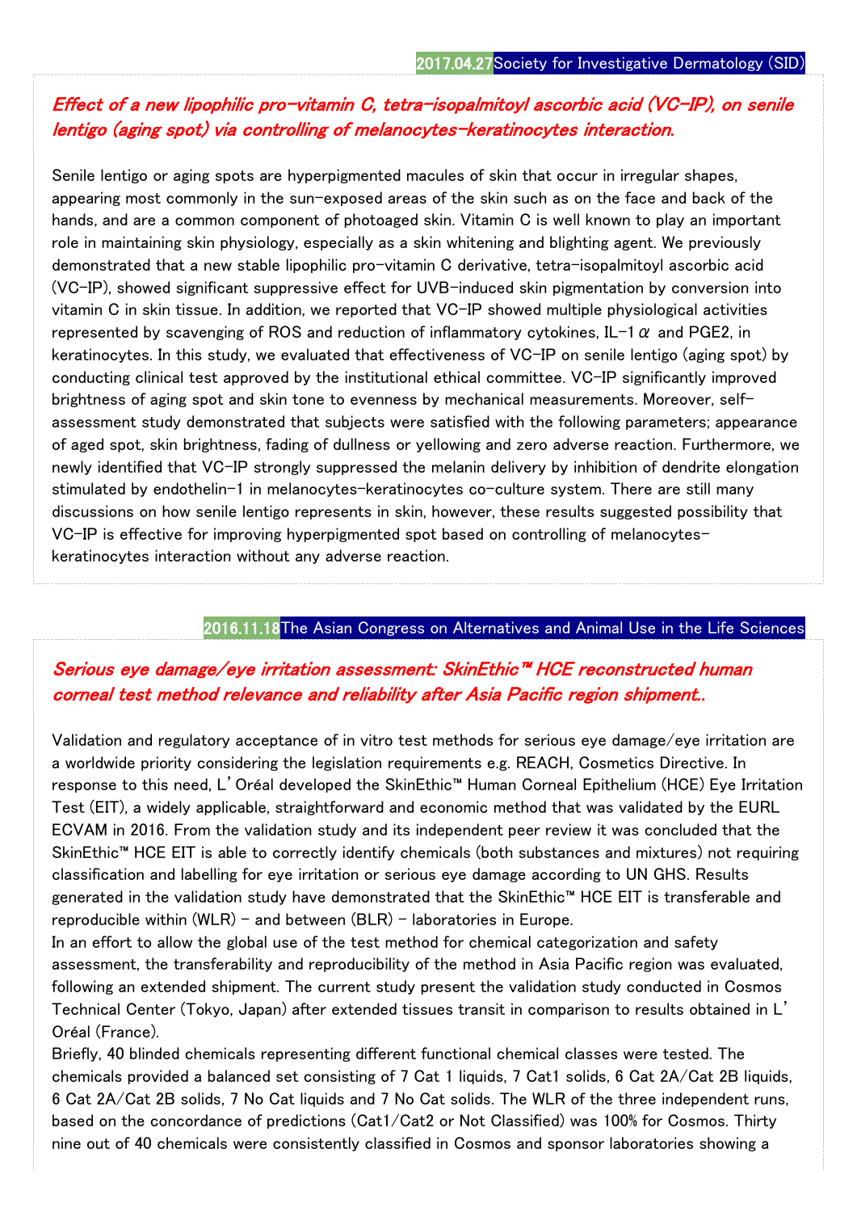2017.04.27 Society for Investigative Dermatology (SID)

## *Effect of a new lipophilic pro-vitamin C, tetra-isopalmitoyl ascorbic acid (VC-IP), on senile lentigo (aging spot) via controlling of melanocytes-keratinocytes interaction.*

Senile lentigo or aging spots are hyperpigmented macules of skin that occur in irregular shapes, appearing most commonly in the sun-exposed areas of the skin such as on the face and back of the hands, and are a common component of photoaged skin. Vitamin C is well known to play an important role in maintaining skin physiology, especially as a skin whitening and blighting agent. We previously demonstrated that a new stable lipophilic pro-vitamin C derivative, tetra-isopalmitoyl ascorbic acid (VC-IP), showed significant suppressive effect for UVB-induced skin pigmentation by conversion into vitamin C in skin tissue. In addition, we reported that VC-IP showed multiple physiological activities represented by scavenging of ROS and reduction of inflammatory cytokines, IL-1α and PGE2, in keratinocytes. In this study, we evaluated that effectiveness of VC-IP on senile lentigo (aging spot) by conducting clinical test approved by the institutional ethical committee. VC-IP significantly improved brightness of aging spot and skin tone to evenness by mechanical measurements. Moreover, self-assessment study demonstrated that subjects were satisfied with the following parameters; appearance of aged spot, skin brightness, fading of dullness or yellowing and zero adverse reaction. Furthermore, we newly identified that VC-IP strongly suppressed the melanin delivery by inhibition of dendrite elongation stimulated by endothelin-1 in melanocytes-keratinocytes co-culture system. There are still many discussions on how senile lentigo represents in skin, however, these results suggested possibility that VC-IP is effective for improving hyperpigmented spot based on controlling of melanocytes-keratinocytes interaction without any adverse reaction.

2016.11.18 The Asian Congress on Alternatives and Animal Use in the Life Sciences

## *Serious eye damage/eye irritation assessment: SkinEthic™ HCE reconstructed human corneal test method relevance and reliability after Asia Pacific region shipment..*

Validation and regulatory acceptance of in vitro test methods for serious eye damage/eye irritation are a worldwide priority considering the legislation requirements e.g. REACH, Cosmetics Directive. In response to this need, L'Oréal developed the SkinEthic™ Human Corneal Epithelium (HCE) Eye Irritation Test (EIT), a widely applicable, straightforward and economic method that was validated by the EURL ECVAM in 2016. From the validation study and its independent peer review it was concluded that the SkinEthic™ HCE EIT is able to correctly identify chemicals (both substances and mixtures) not requiring classification and labelling for eye irritation or serious eye damage according to UN GHS. Results generated in the validation study have demonstrated that the SkinEthic™ HCE EIT is transferable and reproducible within (WLR) - and between (BLR) - laboratories in Europe.

In an effort to allow the global use of the test method for chemical categorization and safety assessment, the transferability and reproducibility of the method in Asia Pacific region was evaluated, following an extended shipment. The current study present the validation study conducted in Cosmos Technical Center (Tokyo, Japan) after extended tissues transit in comparison to results obtained in L'Oréal (France).

Briefly, 40 blinded chemicals representing different functional chemical classes were tested. The chemicals provided a balanced set consisting of 7 Cat 1 liquids, 7 Cat1 solids, 6 Cat 2A/Cat 2B liquids, 6 Cat 2A/Cat 2B solids, 7 No Cat liquids and 7 No Cat solids. The WLR of the three independent runs, based on the concordance of predictions (Cat1/Cat2 or Not Classified) was 100% for Cosmos. Thirty nine out of 40 chemicals were consistently classified in Cosmos and sponsor laboratories showing a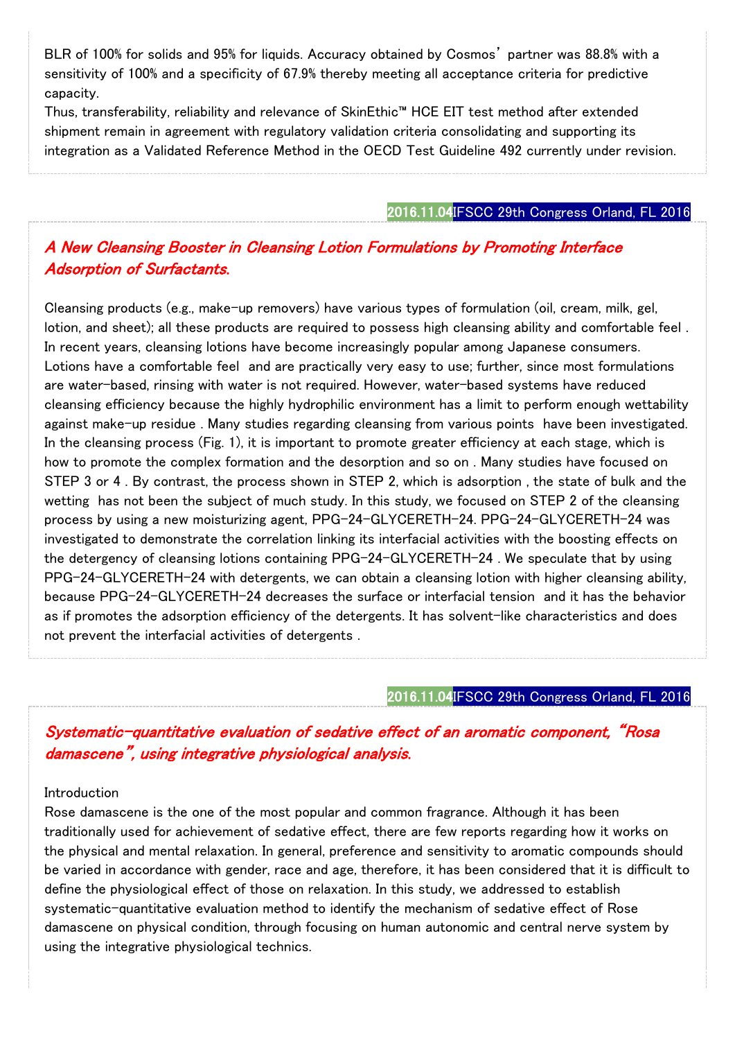BLR of 100% for solids and 95% for liquids. Accuracy obtained by Cosmos' partner was 88.8% with a sensitivity of 100% and a specificity of 67.9% thereby meeting all acceptance criteria for predictive capacity.

Thus, transferability, reliability and relevance of SkinEthic™ HCE EIT test method after extended shipment remain in agreement with regulatory validation criteria consolidating and supporting its integration as a Validated Reference Method in the OECD Test Guideline 492 currently under revision.

2016.11.04 IFSCC 29th Congress Orland, FL 2016

## *A New Cleansing Booster in Cleansing Lotion Formulations by Promoting Interface Adsorption of Surfactants.*

Cleansing products (e.g., make-up removers) have various types of formulation (oil, cream, milk, gel, lotion, and sheet); all these products are required to possess high cleansing ability and comfortable feel . In recent years, cleansing lotions have become increasingly popular among Japanese consumers. Lotions have a comfortable feel and are practically very easy to use; further, since most formulations are water-based, rinsing with water is not required. However, water-based systems have reduced cleansing efficiency because the highly hydrophilic environment has a limit to perform enough wettability against make-up residue . Many studies regarding cleansing from various points have been investigated. In the cleansing process (Fig. 1), it is important to promote greater efficiency at each stage, which is how to promote the complex formation and the desorption and so on . Many studies have focused on STEP 3 or 4 . By contrast, the process shown in STEP 2, which is adsorption , the state of bulk and the wetting has not been the subject of much study. In this study, we focused on STEP 2 of the cleansing process by using a new moisturizing agent, PPG-24-GLYCERETH-24. PPG-24-GLYCERETH-24 was investigated to demonstrate the correlation linking its interfacial activities with the boosting effects on the detergency of cleansing lotions containing PPG-24-GLYCERETH-24 . We speculate that by using PPG-24-GLYCERETH-24 with detergents, we can obtain a cleansing lotion with higher cleansing ability, because PPG-24-GLYCERETH-24 decreases the surface or interfacial tension and it has the behavior as if promotes the adsorption efficiency of the detergents. It has solvent-like characteristics and does not prevent the interfacial activities of detergents .

2016.11.04 IFSCC 29th Congress Orland, FL 2016

## *Systematic-quantitative evaluation of sedative effect of an aromatic component, "Rosa damascene", using integrative physiological analysis.*

Introduction

Rose damascene is the one of the most popular and common fragrance. Although it has been traditionally used for achievement of sedative effect, there are few reports regarding how it works on the physical and mental relaxation. In general, preference and sensitivity to aromatic compounds should be varied in accordance with gender, race and age, therefore, it has been considered that it is difficult to define the physiological effect of those on relaxation. In this study, we addressed to establish systematic-quantitative evaluation method to identify the mechanism of sedative effect of Rose damascene on physical condition, through focusing on human autonomic and central nerve system by using the integrative physiological technics.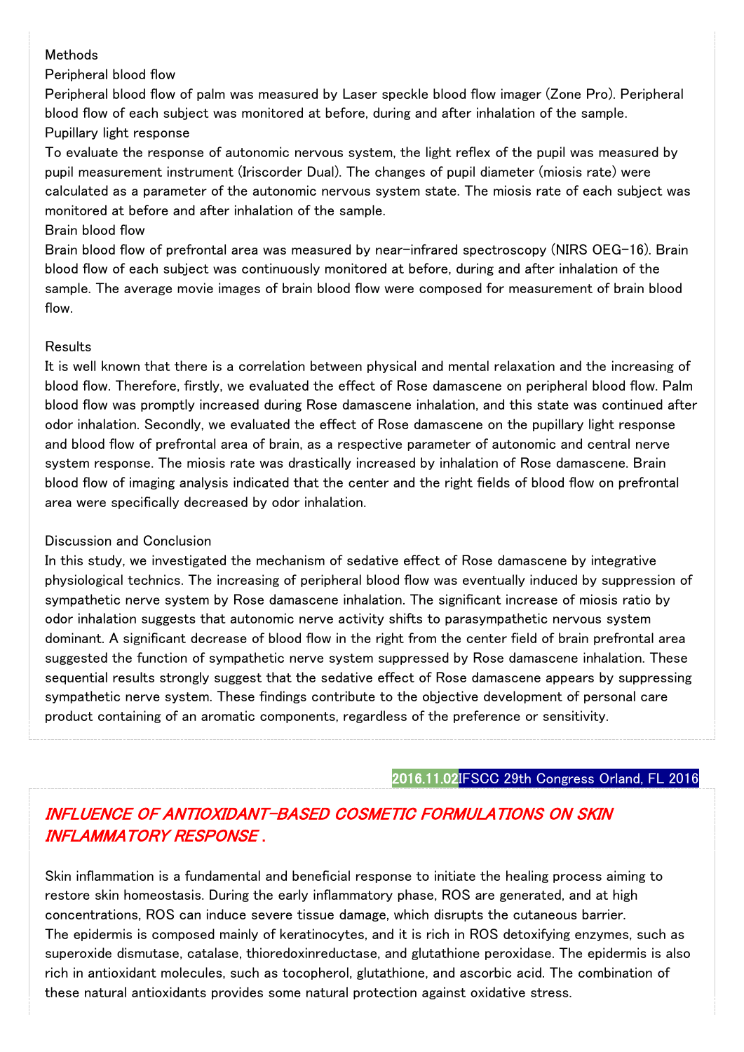Methods

Peripheral blood flow

Peripheral blood flow of palm was measured by Laser speckle blood flow imager (Zone Pro). Peripheral blood flow of each subject was monitored at before, during and after inhalation of the sample.

Pupillary light response

To evaluate the response of autonomic nervous system, the light reflex of the pupil was measured by pupil measurement instrument (Iriscorder Dual). The changes of pupil diameter (miosis rate) were calculated as a parameter of the autonomic nervous system state. The miosis rate of each subject was monitored at before and after inhalation of the sample.

Brain blood flow

Brain blood flow of prefrontal area was measured by near-infrared spectroscopy (NIRS OEG-16). Brain blood flow of each subject was continuously monitored at before, during and after inhalation of the sample. The average movie images of brain blood flow were composed for measurement of brain blood flow.

Results

It is well known that there is a correlation between physical and mental relaxation and the increasing of blood flow. Therefore, firstly, we evaluated the effect of Rose damascene on peripheral blood flow. Palm blood flow was promptly increased during Rose damascene inhalation, and this state was continued after odor inhalation. Secondly, we evaluated the effect of Rose damascene on the pupillary light response and blood flow of prefrontal area of brain, as a respective parameter of autonomic and central nerve system response. The miosis rate was drastically increased by inhalation of Rose damascene. Brain blood flow of imaging analysis indicated that the center and the right fields of blood flow on prefrontal area were specifically decreased by odor inhalation.

Discussion and Conclusion

In this study, we investigated the mechanism of sedative effect of Rose damascene by integrative physiological technics. The increasing of peripheral blood flow was eventually induced by suppression of sympathetic nerve system by Rose damascene inhalation. The significant increase of miosis ratio by odor inhalation suggests that autonomic nerve activity shifts to parasympathetic nervous system dominant. A significant decrease of blood flow in the right from the center field of brain prefrontal area suggested the function of sympathetic nerve system suppressed by Rose damascene inhalation. These sequential results strongly suggest that the sedative effect of Rose damascene appears by suppressing sympathetic nerve system. These findings contribute to the objective development of personal care product containing of an aromatic components, regardless of the preference or sensitivity.

2016.11.02 IFSCC 29th Congress Orland, FL 2016

## *INFLUENCE OF ANTIOXIDANT-BASED COSMETIC FORMULATIONS ON SKIN INFLAMMATORY RESPONSE .*

Skin inflammation is a fundamental and beneficial response to initiate the healing process aiming to restore skin homeostasis. During the early inflammatory phase, ROS are generated, and at high concentrations, ROS can induce severe tissue damage, which disrupts the cutaneous barrier.

The epidermis is composed mainly of keratinocytes, and it is rich in ROS detoxifying enzymes, such as superoxide dismutase, catalase, thioredoxinreductase, and glutathione peroxidase. The epidermis is also rich in antioxidant molecules, such as tocopherol, glutathione, and ascorbic acid. The combination of these natural antioxidants provides some natural protection against oxidative stress.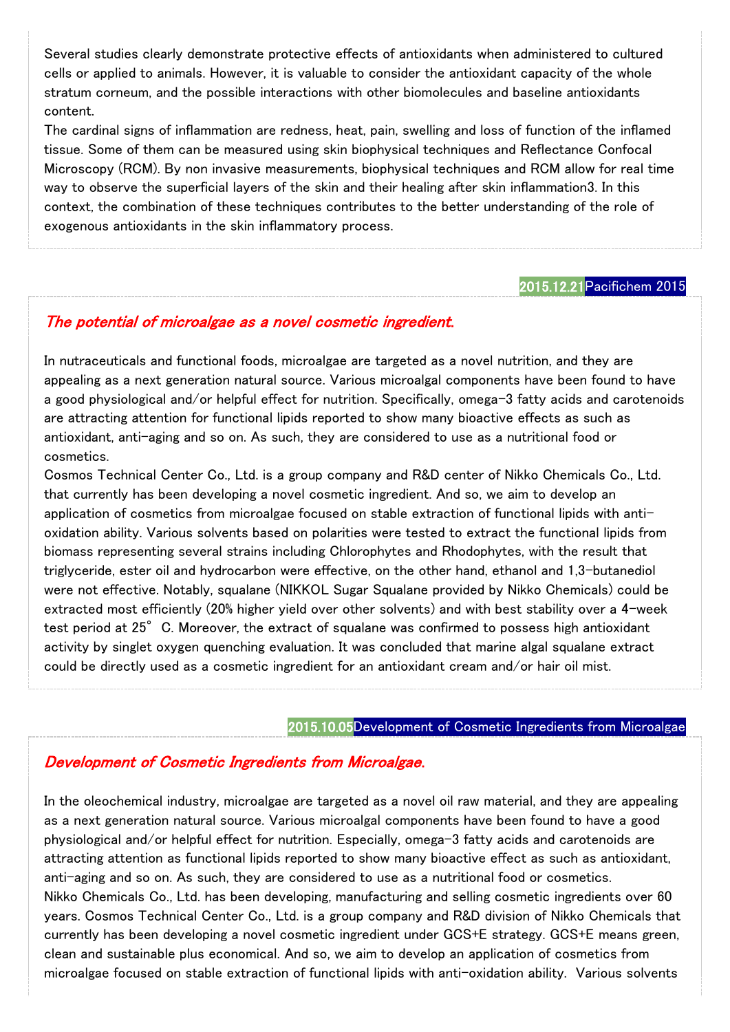Several studies clearly demonstrate protective effects of antioxidants when administered to cultured cells or applied to animals. However, it is valuable to consider the antioxidant capacity of the whole stratum corneum, and the possible interactions with other biomolecules and baseline antioxidants content.

The cardinal signs of inflammation are redness, heat, pain, swelling and loss of function of the inflamed tissue. Some of them can be measured using skin biophysical techniques and Reflectance Confocal Microscopy (RCM). By non invasive measurements, biophysical techniques and RCM allow for real time way to observe the superficial layers of the skin and their healing after skin inflammation3. In this context, the combination of these techniques contributes to the better understanding of the role of exogenous antioxidants in the skin inflammatory process.

**2015.12.21** Pacifichem 2015

## *The potential of microalgae as a novel cosmetic ingredient.*

In nutraceuticals and functional foods, microalgae are targeted as a novel nutrition, and they are appealing as a next generation natural source. Various microalgal components have been found to have a good physiological and/or helpful effect for nutrition. Specifically, omega-3 fatty acids and carotenoids are attracting attention for functional lipids reported to show many bioactive effects as such as antioxidant, anti-aging and so on. As such, they are considered to use as a nutritional food or cosmetics.

Cosmos Technical Center Co., Ltd. is a group company and R&D center of Nikko Chemicals Co., Ltd. that currently has been developing a novel cosmetic ingredient. And so, we aim to develop an application of cosmetics from microalgae focused on stable extraction of functional lipids with anti-oxidation ability. Various solvents based on polarities were tested to extract the functional lipids from biomass representing several strains including Chlorophytes and Rhodophytes, with the result that triglyceride, ester oil and hydrocarbon were effective, on the other hand, ethanol and 1,3-butanediol were not effective. Notably, squalane (NIKKOL Sugar Squalane provided by Nikko Chemicals) could be extracted most efficiently (20% higher yield over other solvents) and with best stability over a 4-week test period at 25° C. Moreover, the extract of squalane was confirmed to possess high antioxidant activity by singlet oxygen quenching evaluation. It was concluded that marine algal squalane extract could be directly used as a cosmetic ingredient for an antioxidant cream and/or hair oil mist.

**2015.10.05** Development of Cosmetic Ingredients from Microalgae

## *Development of Cosmetic Ingredients from Microalgae.*

In the oleochemical industry, microalgae are targeted as a novel oil raw material, and they are appealing as a next generation natural source. Various microalgal components have been found to have a good physiological and/or helpful effect for nutrition. Especially, omega-3 fatty acids and carotenoids are attracting attention as functional lipids reported to show many bioactive effect as such as antioxidant, anti-aging and so on. As such, they are considered to use as a nutritional food or cosmetics.

Nikko Chemicals Co., Ltd. has been developing, manufacturing and selling cosmetic ingredients over 60 years. Cosmos Technical Center Co., Ltd. is a group company and R&D division of Nikko Chemicals that currently has been developing a novel cosmetic ingredient under GCS+E strategy. GCS+E means green, clean and sustainable plus economical. And so, we aim to develop an application of cosmetics from microalgae focused on stable extraction of functional lipids with anti-oxidation ability. Various solvents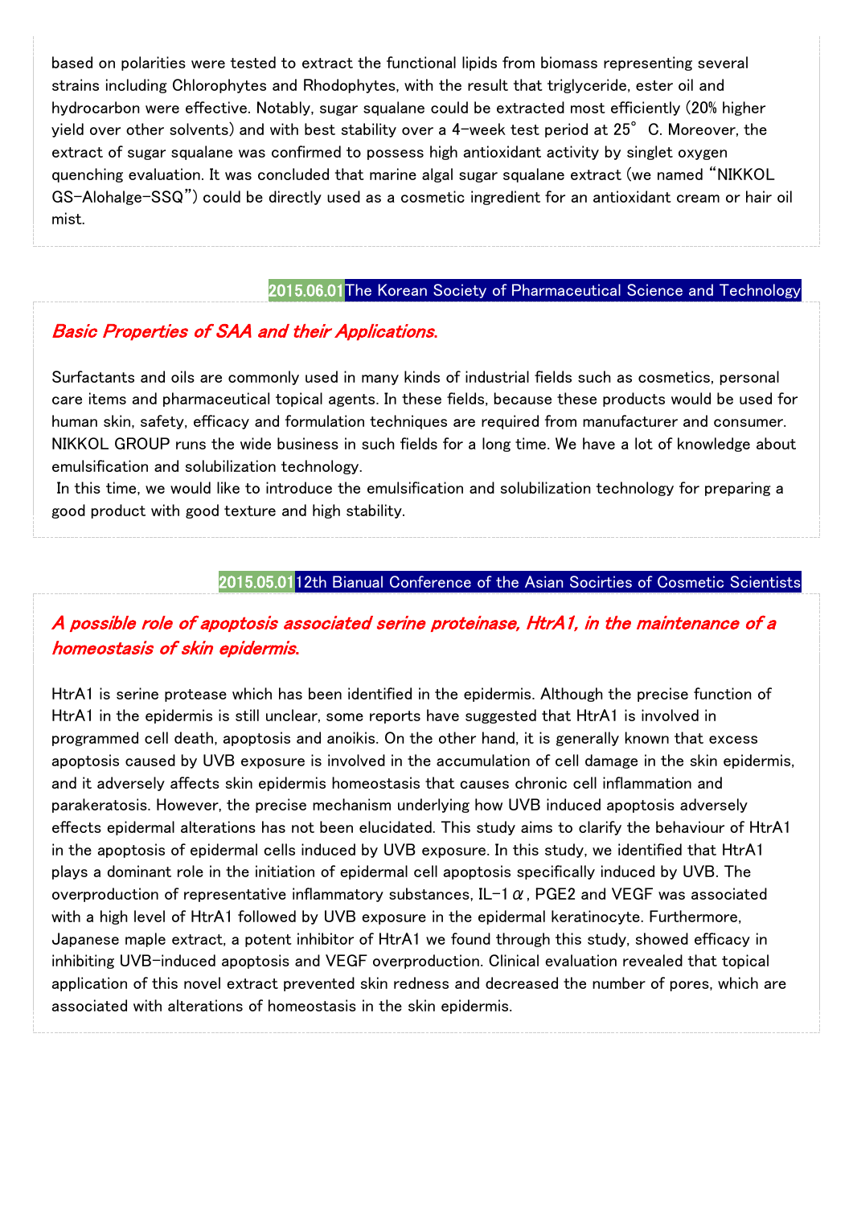based on polarities were tested to extract the functional lipids from biomass representing several strains including Chlorophytes and Rhodophytes, with the result that triglyceride, ester oil and hydrocarbon were effective. Notably, sugar squalane could be extracted most efficiently (20% higher yield over other solvents) and with best stability over a 4-week test period at 25° C. Moreover, the extract of sugar squalane was confirmed to possess high antioxidant activity by singlet oxygen quenching evaluation. It was concluded that marine algal sugar squalane extract (we named "NIKKOL GS-Alohalge-SSQ") could be directly used as a cosmetic ingredient for an antioxidant cream or hair oil mist.

2015.06.01 The Korean Society of Pharmaceutical Science and Technology

## *Basic Properties of SAA and their Applications.*

Surfactants and oils are commonly used in many kinds of industrial fields such as cosmetics, personal care items and pharmaceutical topical agents. In these fields, because these products would be used for human skin, safety, efficacy and formulation techniques are required from manufacturer and consumer. NIKKOL GROUP runs the wide business in such fields for a long time. We have a lot of knowledge about emulsification and solubilization technology.

In this time, we would like to introduce the emulsification and solubilization technology for preparing a good product with good texture and high stability.

2015.05.01 12th Bianual Conference of the Asian Socirties of Cosmetic Scientists

## *A possible role of apoptosis associated serine proteinase, HtrA1, in the maintenance of a homeostasis of skin epidermis.*

HtrA1 is serine protease which has been identified in the epidermis. Although the precise function of HtrA1 in the epidermis is still unclear, some reports have suggested that HtrA1 is involved in programmed cell death, apoptosis and anoikis. On the other hand, it is generally known that excess apoptosis caused by UVB exposure is involved in the accumulation of cell damage in the skin epidermis, and it adversely affects skin epidermis homeostasis that causes chronic cell inflammation and parakeratosis. However, the precise mechanism underlying how UVB induced apoptosis adversely effects epidermal alterations has not been elucidated. This study aims to clarify the behaviour of HtrA1 in the apoptosis of epidermal cells induced by UVB exposure. In this study, we identified that HtrA1 plays a dominant role in the initiation of epidermal cell apoptosis specifically induced by UVB. The overproduction of representative inflammatory substances, IL-1$\alpha$, PGE2 and VEGF was associated with a high level of HtrA1 followed by UVB exposure in the epidermal keratinocyte. Furthermore, Japanese maple extract, a potent inhibitor of HtrA1 we found through this study, showed efficacy in inhibiting UVB-induced apoptosis and VEGF overproduction. Clinical evaluation revealed that topical application of this novel extract prevented skin redness and decreased the number of pores, which are associated with alterations of homeostasis in the skin epidermis.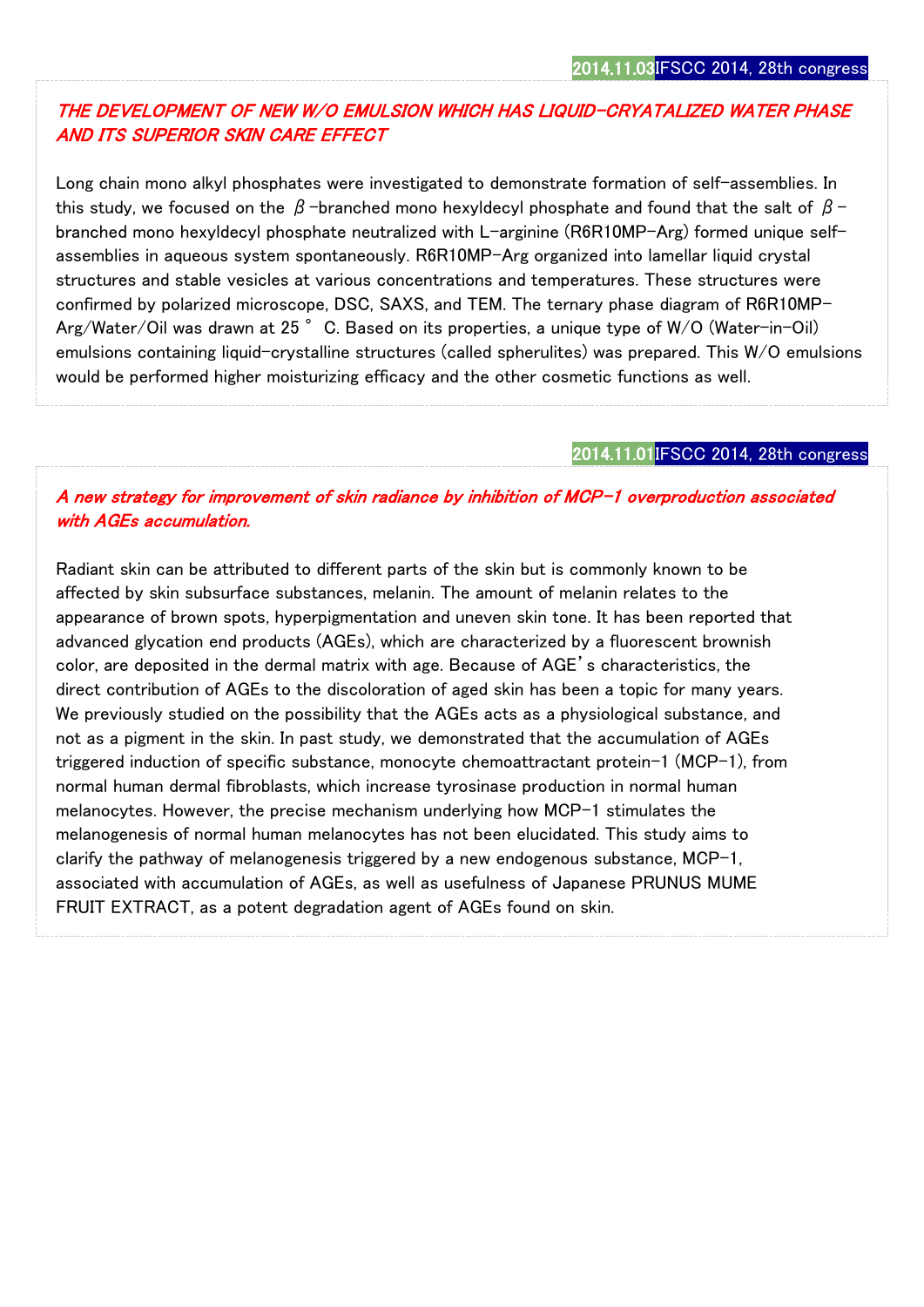2014.11.03 IFSCC 2014, 28th congress

## *THE DEVELOPMENT OF NEW W/O EMULSION WHICH HAS LIQUID-CRYATALIZED WATER PHASE AND ITS SUPERIOR SKIN CARE EFFECT*

Long chain mono alkyl phosphates were investigated to demonstrate formation of self-assemblies. In this study, we focused on the $\beta$-branched mono hexyldecyl phosphate and found that the salt of $\beta$-branched mono hexyldecyl phosphate neutralized with L-arginine (R6R10MP-Arg) formed unique self-assemblies in aqueous system spontaneously. R6R10MP-Arg organized into lamellar liquid crystal structures and stable vesicles at various concentrations and temperatures. These structures were confirmed by polarized microscope, DSC, SAXS, and TEM. The ternary phase diagram of R6R10MP-Arg/Water/Oil was drawn at 25 ° C. Based on its properties, a unique type of W/O (Water-in-Oil) emulsions containing liquid-crystalline structures (called spherulites) was prepared. This W/O emulsions would be performed higher moisturizing efficacy and the other cosmetic functions as well.

2014.11.01 IFSCC 2014, 28th congress

## *A new strategy for improvement of skin radiance by inhibition of MCP-1 overproduction associated with AGEs accumulation.*

Radiant skin can be attributed to different parts of the skin but is commonly known to be affected by skin subsurface substances, melanin. The amount of melanin relates to the appearance of brown spots, hyperpigmentation and uneven skin tone. It has been reported that advanced glycation end products (AGEs), which are characterized by a fluorescent brownish color, are deposited in the dermal matrix with age. Because of AGE's characteristics, the direct contribution of AGEs to the discoloration of aged skin has been a topic for many years. We previously studied on the possibility that the AGEs acts as a physiological substance, and not as a pigment in the skin. In past study, we demonstrated that the accumulation of AGEs triggered induction of specific substance, monocyte chemoattractant protein-1 (MCP-1), from normal human dermal fibroblasts, which increase tyrosinase production in normal human melanocytes. However, the precise mechanism underlying how MCP-1 stimulates the melanogenesis of normal human melanocytes has not been elucidated. This study aims to clarify the pathway of melanogenesis triggered by a new endogenous substance, MCP-1, associated with accumulation of AGEs, as well as usefulness of Japanese PRUNUS MUME FRUIT EXTRACT, as a potent degradation agent of AGEs found on skin.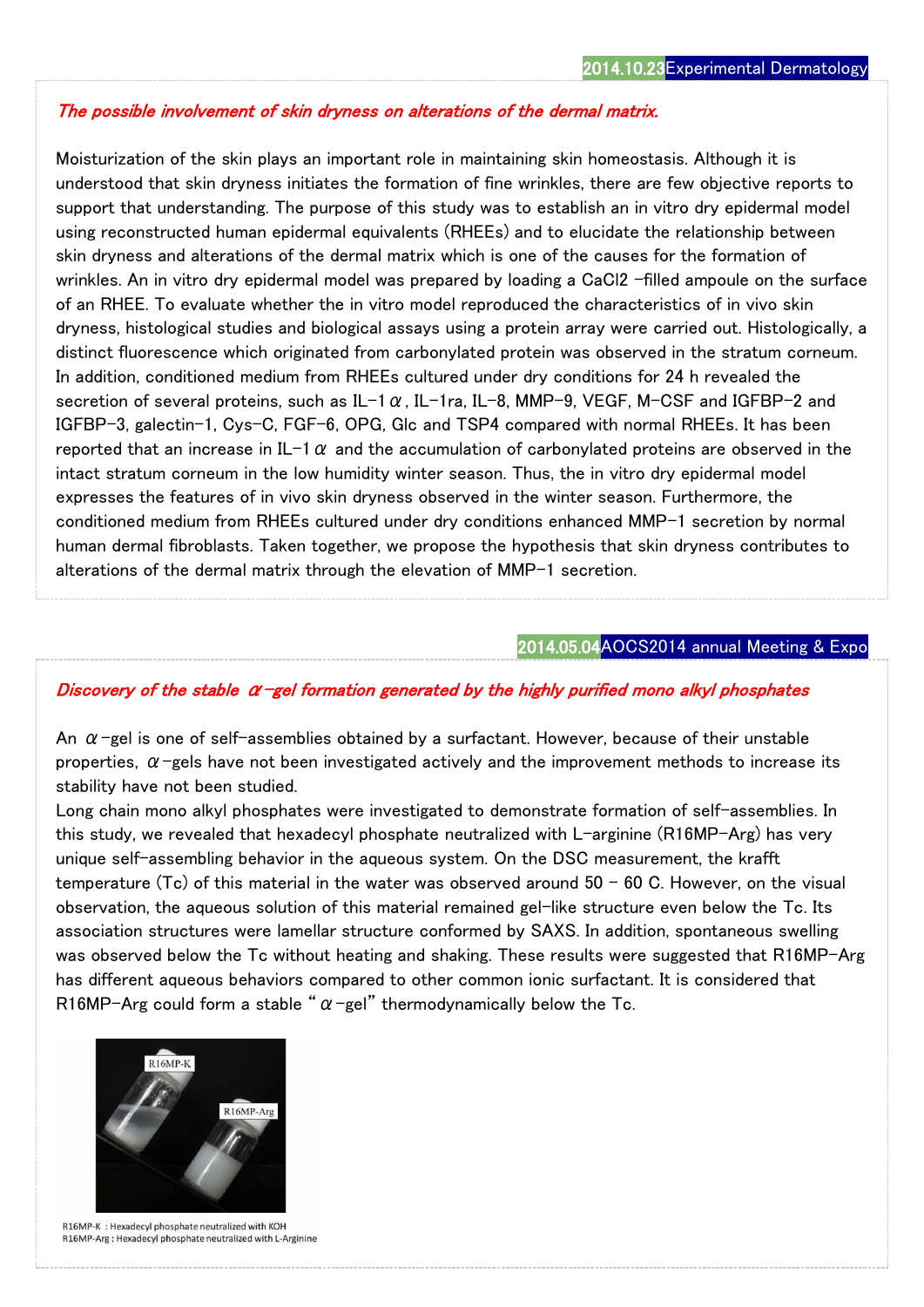2014.10.23 Experimental Dermatology

### *The possible involvement of skin dryness on alterations of the dermal matrix.*

Moisturization of the skin plays an important role in maintaining skin homeostasis. Although it is understood that skin dryness initiates the formation of fine wrinkles, there are few objective reports to support that understanding. The purpose of this study was to establish an in vitro dry epidermal model using reconstructed human epidermal equivalents (RHEEs) and to elucidate the relationship between skin dryness and alterations of the dermal matrix which is one of the causes for the formation of wrinkles. An in vitro dry epidermal model was prepared by loading a $CaCl_2$ –filled ampoule on the surface of an RHEE. To evaluate whether the in vitro model reproduced the characteristics of in vivo skin dryness, histological studies and biological assays using a protein array were carried out. Histologically, a distinct fluorescence which originated from carbonylated protein was observed in the stratum corneum. In addition, conditioned medium from RHEEs cultured under dry conditions for 24 h revealed the secretion of several proteins, such as IL–1α, IL–1ra, IL–8, MMP–9, VEGF, M–CSF and IGFBP–2 and IGFBP–3, galectin–1, Cys–C, FGF–6, OPG, Glc and TSP4 compared with normal RHEEs. It has been reported that an increase in IL–1α and the accumulation of carbonylated proteins are observed in the intact stratum corneum in the low humidity winter season. Thus, the in vitro dry epidermal model expresses the features of in vivo skin dryness observed in the winter season. Furthermore, the conditioned medium from RHEEs cultured under dry conditions enhanced MMP–1 secretion by normal human dermal fibroblasts. Taken together, we propose the hypothesis that skin dryness contributes to alterations of the dermal matrix through the elevation of MMP–1 secretion.

2014.05.04 AOCS2014 annual Meeting & Expo

### *Discovery of the stable α–gel formation generated by the highly purified mono alkyl phosphates*

An α–gel is one of self–assemblies obtained by a surfactant. However, because of their unstable properties, α–gels have not been investigated actively and the improvement methods to increase its stability have not been studied.

Long chain mono alkyl phosphates were investigated to demonstrate formation of self–assemblies. In this study, we revealed that hexadecyl phosphate neutralized with L–arginine (R16MP–Arg) has very unique self–assembling behavior in the aqueous system. On the DSC measurement, the krafft temperature (Tc) of this material in the water was observed around 50 – 60 C. However, on the visual observation, the aqueous solution of this material remained gel–like structure even below the Tc. Its association structures were lamellar structure conformed by SAXS. In addition, spontaneous swelling was observed below the Tc without heating and shaking. These results were suggested that R16MP–Arg has different aqueous behaviors compared to other common ionic surfactant. It is considered that R16MP–Arg could form a stable "α–gel" thermodynamically below the Tc.

R16MP-K

R16MP-Arg

R16MP-K : Hexadecyl phosphate neutralized with KOH
R16MP-Arg : Hexadecyl phosphate neutralized with L-Arginine